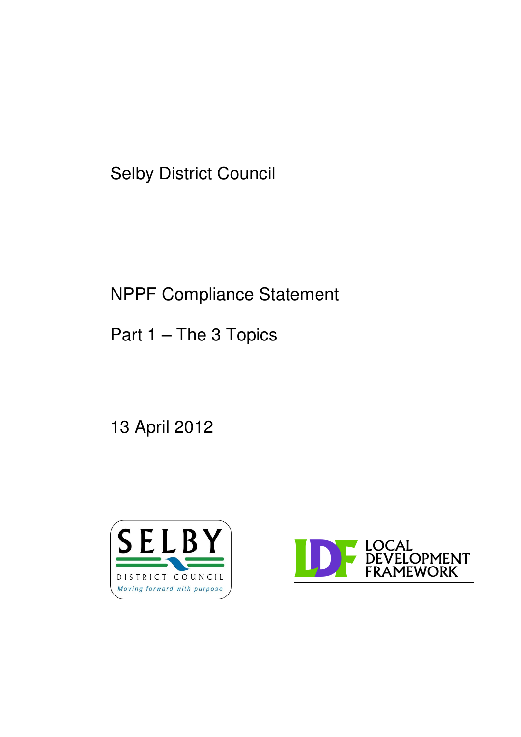Selby District Council

# NPPF Compliance Statement

## Part 1 – The 3 Topics

13 April 2012

SELBY DISTRICT COUNCIL
Moving forward with purpose

LDF LOCAL DEVELOPMENT FRAMEWORK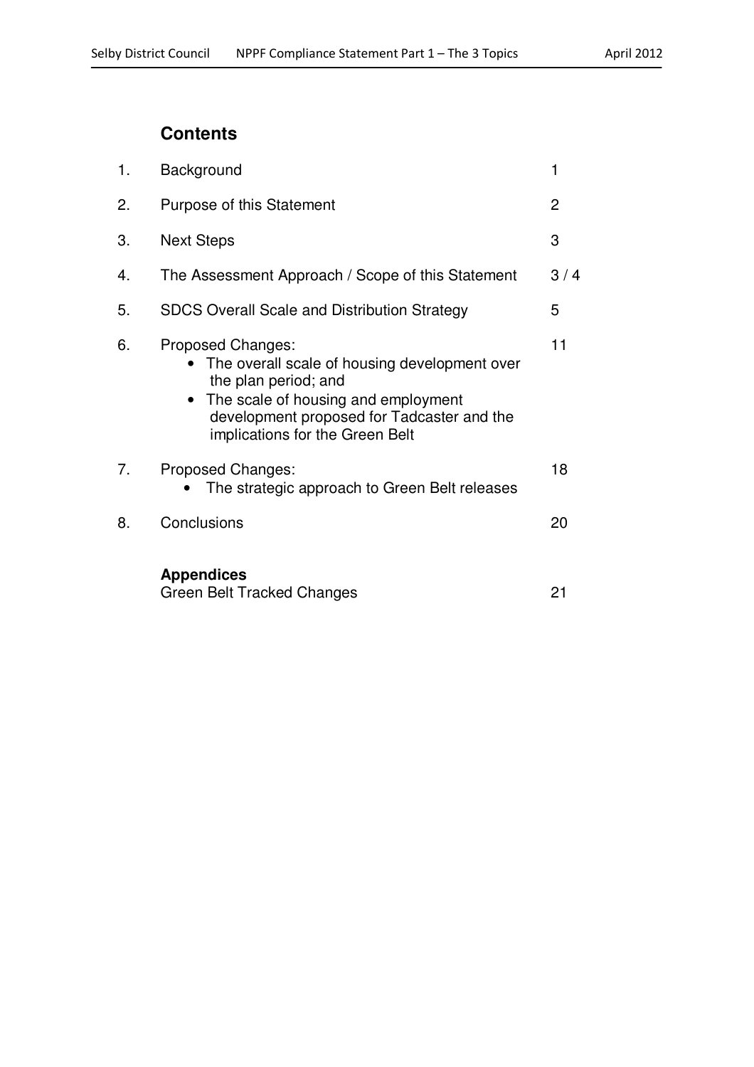## Contents

| | | |
|---|---|---|
| 1. | Background | 1 |
| 2. | Purpose of this Statement | 2 |
| 3. | Next Steps | 3 |
| 4. | The Assessment Approach / Scope of this Statement | 3 / 4 |
| 5. | SDCS Overall Scale and Distribution Strategy | 5 |
| 6. | Proposed Changes:<br>• The overall scale of housing development over the plan period; and<br>• The scale of housing and employment development proposed for Tadcaster and the implications for the Green Belt | 11 |
| 7. | Proposed Changes:<br>• The strategic approach to Green Belt releases | 18 |
| 8. | Conclusions | 20 |

**Appendices**

| | |
|---|---|
| Green Belt Tracked Changes | 21 |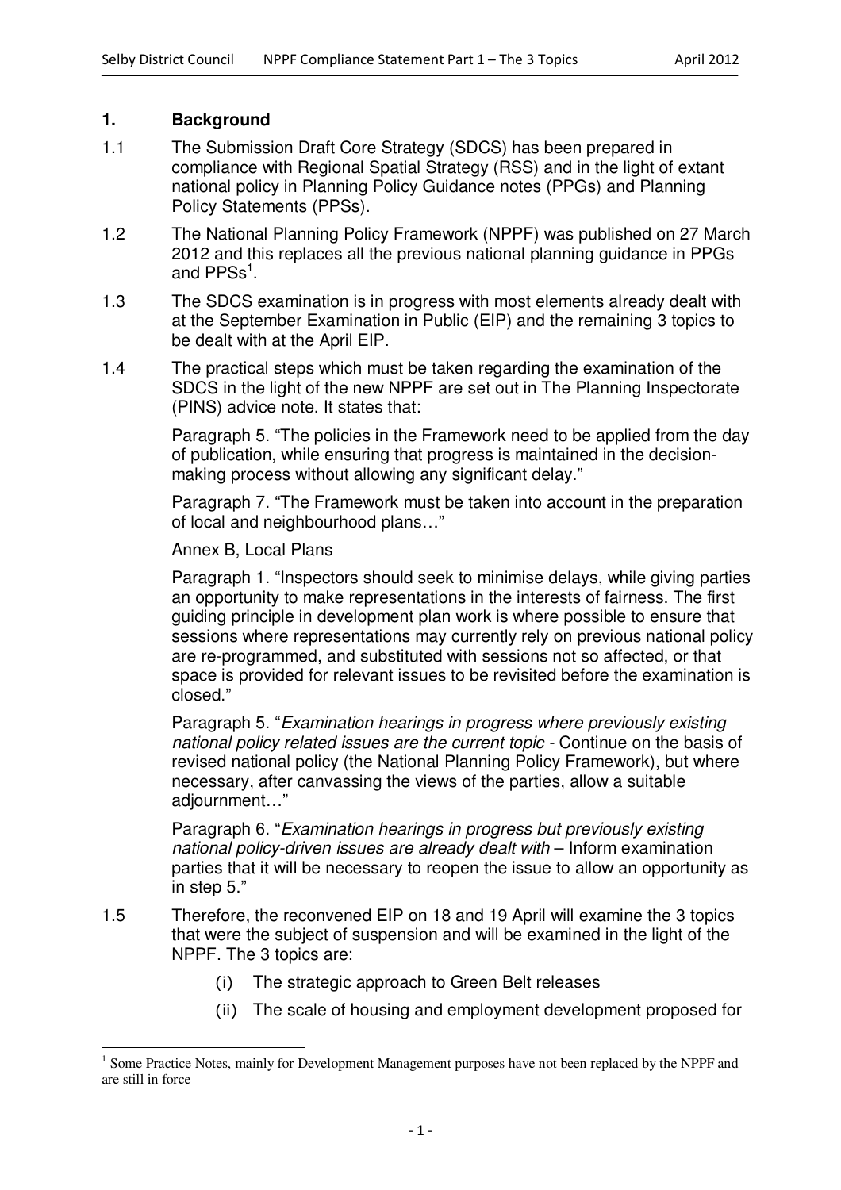## 1. Background

1.1 The Submission Draft Core Strategy (SDCS) has been prepared in compliance with Regional Spatial Strategy (RSS) and in the light of extant national policy in Planning Policy Guidance notes (PPGs) and Planning Policy Statements (PPSs).

1.2 The National Planning Policy Framework (NPPF) was published on 27 March 2012 and this replaces all the previous national planning guidance in PPGs and PPSs[1].

1.3 The SDCS examination is in progress with most elements already dealt with at the September Examination in Public (EIP) and the remaining 3 topics to be dealt with at the April EIP.

1.4 The practical steps which must be taken regarding the examination of the SDCS in the light of the new NPPF are set out in The Planning Inspectorate (PINS) advice note. It states that:

> Paragraph 5. "The policies in the Framework need to be applied from the day of publication, while ensuring that progress is maintained in the decision-making process without allowing any significant delay."
>
> Paragraph 7. "The Framework must be taken into account in the preparation of local and neighbourhood plans…"
>
> Annex B, Local Plans
>
> Paragraph 1. "Inspectors should seek to minimise delays, while giving parties an opportunity to make representations in the interests of fairness. The first guiding principle in development plan work is where possible to ensure that sessions where representations may currently rely on previous national policy are re-programmed, and substituted with sessions not so affected, or that space is provided for relevant issues to be revisited before the examination is closed."
>
> Paragraph 5. "*Examination hearings in progress where previously existing national policy related issues are the current topic* - Continue on the basis of revised national policy (the National Planning Policy Framework), but where necessary, after canvassing the views of the parties, allow a suitable adjournment…"
>
> Paragraph 6. "*Examination hearings in progress but previously existing national policy-driven issues are already dealt with* – Inform examination parties that it will be necessary to reopen the issue to allow an opportunity as in step 5."

1.5 Therefore, the reconvened EIP on 18 and 19 April will examine the 3 topics that were the subject of suspension and will be examined in the light of the NPPF. The 3 topics are:

- (i) The strategic approach to Green Belt releases
- (ii) The scale of housing and employment development proposed for

[1] Some Practice Notes, mainly for Development Management purposes have not been replaced by the NPPF and are still in force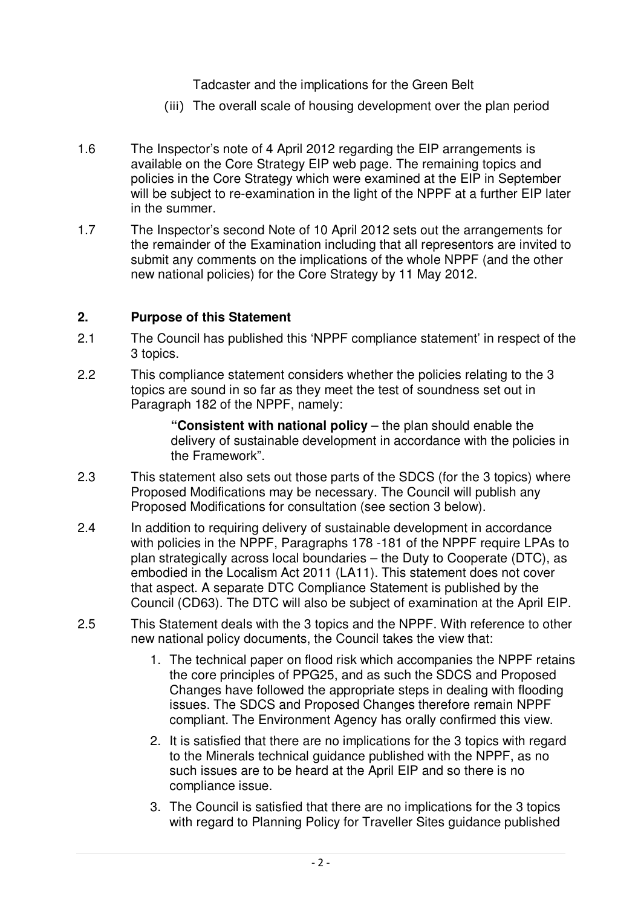Tadcaster and the implications for the Green Belt

(iii) The overall scale of housing development over the plan period

1.6 The Inspector's note of 4 April 2012 regarding the EIP arrangements is available on the Core Strategy EIP web page. The remaining topics and policies in the Core Strategy which were examined at the EIP in September will be subject to re-examination in the light of the NPPF at a further EIP later in the summer.

1.7 The Inspector's second Note of 10 April 2012 sets out the arrangements for the remainder of the Examination including that all representors are invited to submit any comments on the implications of the whole NPPF (and the other new national policies) for the Core Strategy by 11 May 2012.

## 2. Purpose of this Statement

2.1 The Council has published this 'NPPF compliance statement' in respect of the 3 topics.

2.2 This compliance statement considers whether the policies relating to the 3 topics are sound in so far as they meet the test of soundness set out in Paragraph 182 of the NPPF, namely:

> **"Consistent with national policy** – the plan should enable the delivery of sustainable development in accordance with the policies in the Framework".

2.3 This statement also sets out those parts of the SDCS (for the 3 topics) where Proposed Modifications may be necessary. The Council will publish any Proposed Modifications for consultation (see section 3 below).

2.4 In addition to requiring delivery of sustainable development in accordance with policies in the NPPF, Paragraphs 178 -181 of the NPPF require LPAs to plan strategically across local boundaries – the Duty to Cooperate (DTC), as embodied in the Localism Act 2011 (LA11). This statement does not cover that aspect. A separate DTC Compliance Statement is published by the Council (CD63). The DTC will also be subject of examination at the April EIP.

2.5 This Statement deals with the 3 topics and the NPPF. With reference to other new national policy documents, the Council takes the view that:

1. The technical paper on flood risk which accompanies the NPPF retains the core principles of PPG25, and as such the SDCS and Proposed Changes have followed the appropriate steps in dealing with flooding issues. The SDCS and Proposed Changes therefore remain NPPF compliant. The Environment Agency has orally confirmed this view.
2. It is satisfied that there are no implications for the 3 topics with regard to the Minerals technical guidance published with the NPPF, as no such issues are to be heard at the April EIP and so there is no compliance issue.
3. The Council is satisfied that there are no implications for the 3 topics with regard to Planning Policy for Traveller Sites guidance published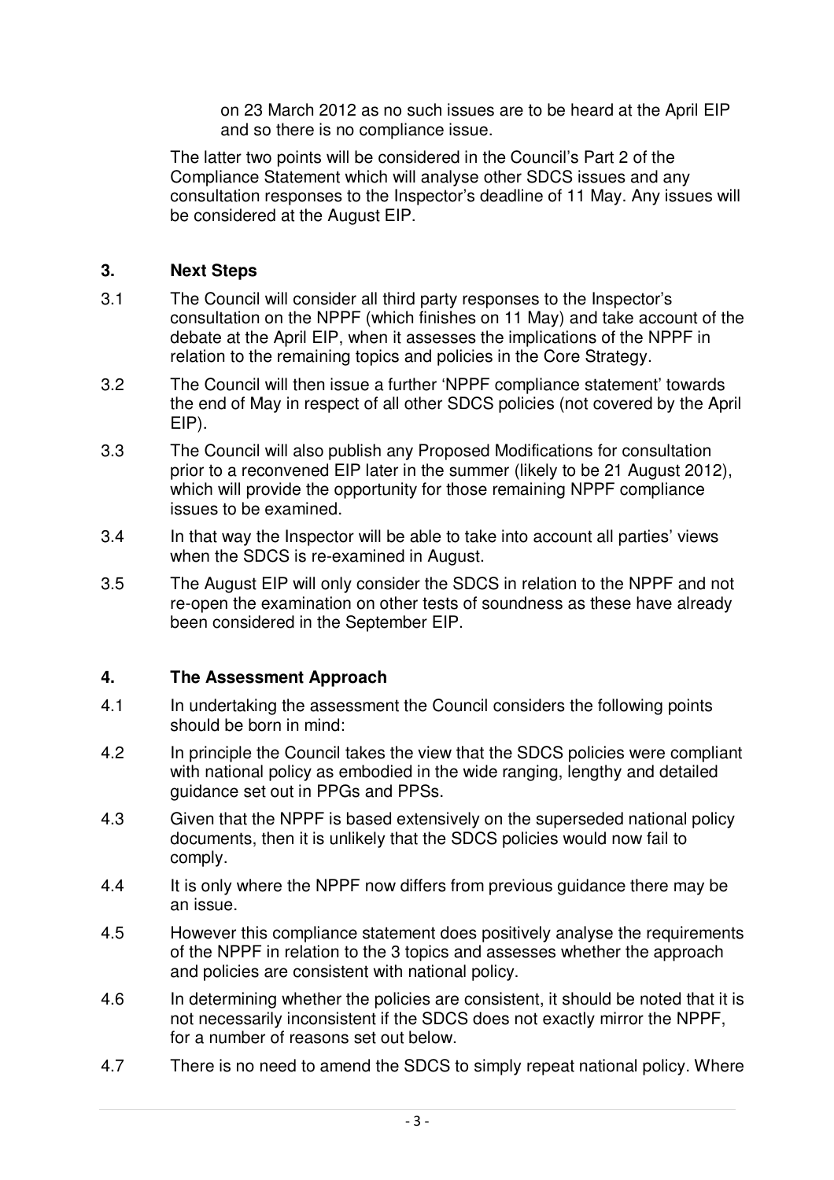on 23 March 2012 as no such issues are to be heard at the April EIP and so there is no compliance issue.

The latter two points will be considered in the Council's Part 2 of the Compliance Statement which will analyse other SDCS issues and any consultation responses to the Inspector's deadline of 11 May. Any issues will be considered at the August EIP.

## 3. Next Steps

3.1 The Council will consider all third party responses to the Inspector's consultation on the NPPF (which finishes on 11 May) and take account of the debate at the April EIP, when it assesses the implications of the NPPF in relation to the remaining topics and policies in the Core Strategy.

3.2 The Council will then issue a further 'NPPF compliance statement' towards the end of May in respect of all other SDCS policies (not covered by the April EIP).

3.3 The Council will also publish any Proposed Modifications for consultation prior to a reconvened EIP later in the summer (likely to be 21 August 2012), which will provide the opportunity for those remaining NPPF compliance issues to be examined.

3.4 In that way the Inspector will be able to take into account all parties' views when the SDCS is re-examined in August.

3.5 The August EIP will only consider the SDCS in relation to the NPPF and not re-open the examination on other tests of soundness as these have already been considered in the September EIP.

## 4. The Assessment Approach

4.1 In undertaking the assessment the Council considers the following points should be born in mind:

4.2 In principle the Council takes the view that the SDCS policies were compliant with national policy as embodied in the wide ranging, lengthy and detailed guidance set out in PPGs and PPSs.

4.3 Given that the NPPF is based extensively on the superseded national policy documents, then it is unlikely that the SDCS policies would now fail to comply.

4.4 It is only where the NPPF now differs from previous guidance there may be an issue.

4.5 However this compliance statement does positively analyse the requirements of the NPPF in relation to the 3 topics and assesses whether the approach and policies are consistent with national policy.

4.6 In determining whether the policies are consistent, it should be noted that it is not necessarily inconsistent if the SDCS does not exactly mirror the NPPF, for a number of reasons set out below.

4.7 There is no need to amend the SDCS to simply repeat national policy. Where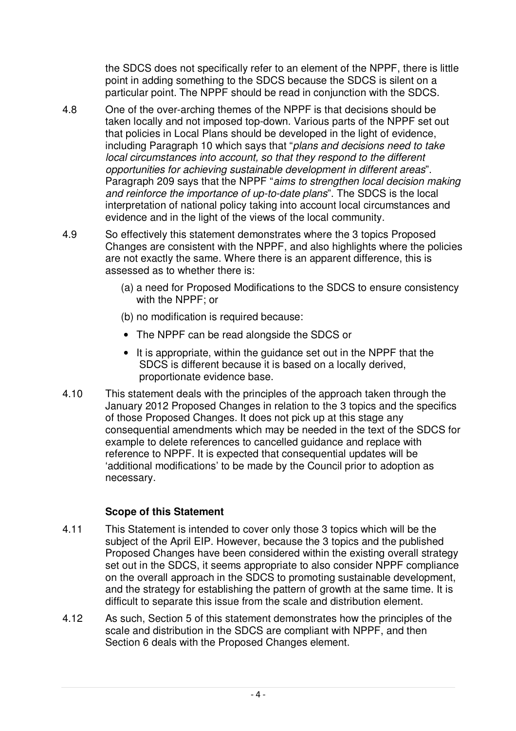the SDCS does not specifically refer to an element of the NPPF, there is little point in adding something to the SDCS because the SDCS is silent on a particular point. The NPPF should be read in conjunction with the SDCS.

4.8 One of the over-arching themes of the NPPF is that decisions should be taken locally and not imposed top-down. Various parts of the NPPF set out that policies in Local Plans should be developed in the light of evidence, including Paragraph 10 which says that "*plans and decisions need to take local circumstances into account, so that they respond to the different opportunities for achieving sustainable development in different areas*". Paragraph 209 says that the NPPF "*aims to strengthen local decision making and reinforce the importance of up-to-date plans*". The SDCS is the local interpretation of national policy taking into account local circumstances and evidence and in the light of the views of the local community.

4.9 So effectively this statement demonstrates where the 3 topics Proposed Changes are consistent with the NPPF, and also highlights where the policies are not exactly the same. Where there is an apparent difference, this is assessed as to whether there is:

(a) a need for Proposed Modifications to the SDCS to ensure consistency with the NPPF; or

(b) no modification is required because:

- The NPPF can be read alongside the SDCS or
- It is appropriate, within the guidance set out in the NPPF that the SDCS is different because it is based on a locally derived, proportionate evidence base.

4.10 This statement deals with the principles of the approach taken through the January 2012 Proposed Changes in relation to the 3 topics and the specifics of those Proposed Changes. It does not pick up at this stage any consequential amendments which may be needed in the text of the SDCS for example to delete references to cancelled guidance and replace with reference to NPPF. It is expected that consequential updates will be 'additional modifications' to be made by the Council prior to adoption as necessary.

**Scope of this Statement**

4.11 This Statement is intended to cover only those 3 topics which will be the subject of the April EIP. However, because the 3 topics and the published Proposed Changes have been considered within the existing overall strategy set out in the SDCS, it seems appropriate to also consider NPPF compliance on the overall approach in the SDCS to promoting sustainable development, and the strategy for establishing the pattern of growth at the same time. It is difficult to separate this issue from the scale and distribution element.

4.12 As such, Section 5 of this statement demonstrates how the principles of the scale and distribution in the SDCS are compliant with NPPF, and then Section 6 deals with the Proposed Changes element.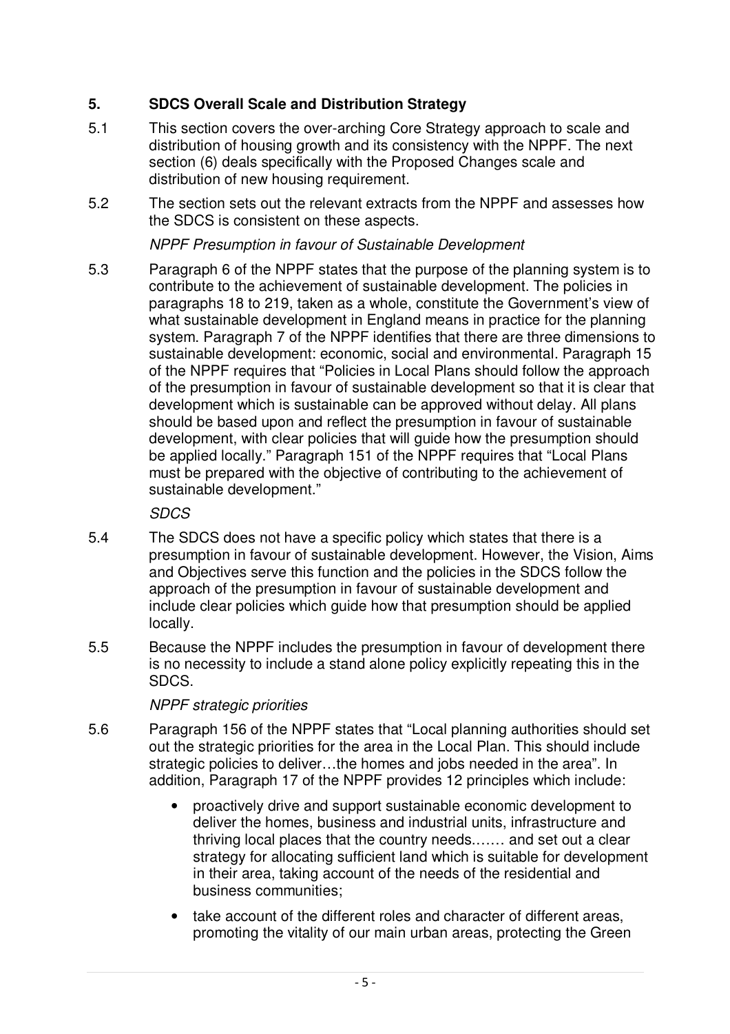## 5. SDCS Overall Scale and Distribution Strategy

5.1 This section covers the over-arching Core Strategy approach to scale and distribution of housing growth and its consistency with the NPPF. The next section (6) deals specifically with the Proposed Changes scale and distribution of new housing requirement.

5.2 The section sets out the relevant extracts from the NPPF and assesses how the SDCS is consistent on these aspects.

*NPPF Presumption in favour of Sustainable Development*

5.3 Paragraph 6 of the NPPF states that the purpose of the planning system is to contribute to the achievement of sustainable development. The policies in paragraphs 18 to 219, taken as a whole, constitute the Government's view of what sustainable development in England means in practice for the planning system. Paragraph 7 of the NPPF identifies that there are three dimensions to sustainable development: economic, social and environmental. Paragraph 15 of the NPPF requires that "Policies in Local Plans should follow the approach of the presumption in favour of sustainable development so that it is clear that development which is sustainable can be approved without delay. All plans should be based upon and reflect the presumption in favour of sustainable development, with clear policies that will guide how the presumption should be applied locally." Paragraph 151 of the NPPF requires that "Local Plans must be prepared with the objective of contributing to the achievement of sustainable development."

*SDCS*

5.4 The SDCS does not have a specific policy which states that there is a presumption in favour of sustainable development. However, the Vision, Aims and Objectives serve this function and the policies in the SDCS follow the approach of the presumption in favour of sustainable development and include clear policies which guide how that presumption should be applied locally.

5.5 Because the NPPF includes the presumption in favour of development there is no necessity to include a stand alone policy explicitly repeating this in the SDCS.

*NPPF strategic priorities*

5.6 Paragraph 156 of the NPPF states that "Local planning authorities should set out the strategic priorities for the area in the Local Plan. This should include strategic policies to deliver…the homes and jobs needed in the area". In addition, Paragraph 17 of the NPPF provides 12 principles which include:

- proactively drive and support sustainable economic development to deliver the homes, business and industrial units, infrastructure and thriving local places that the country needs……. and set out a clear strategy for allocating sufficient land which is suitable for development in their area, taking account of the needs of the residential and business communities;
- take account of the different roles and character of different areas, promoting the vitality of our main urban areas, protecting the Green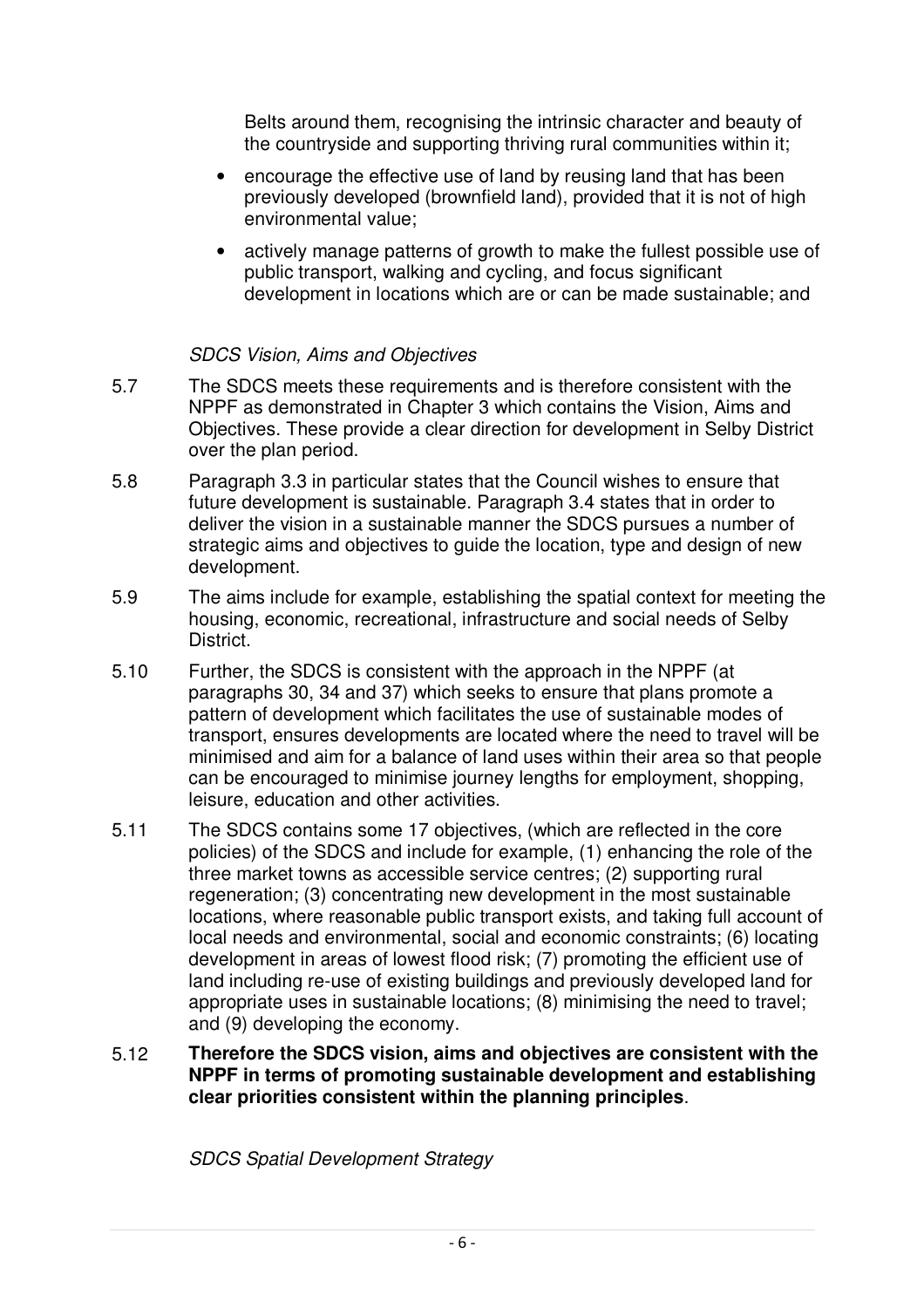Belts around them, recognising the intrinsic character and beauty of the countryside and supporting thriving rural communities within it;

- encourage the effective use of land by reusing land that has been previously developed (brownfield land), provided that it is not of high environmental value;
- actively manage patterns of growth to make the fullest possible use of public transport, walking and cycling, and focus significant development in locations which are or can be made sustainable; and

*SDCS Vision, Aims and Objectives*

5.7 The SDCS meets these requirements and is therefore consistent with the NPPF as demonstrated in Chapter 3 which contains the Vision, Aims and Objectives. These provide a clear direction for development in Selby District over the plan period.

5.8 Paragraph 3.3 in particular states that the Council wishes to ensure that future development is sustainable. Paragraph 3.4 states that in order to deliver the vision in a sustainable manner the SDCS pursues a number of strategic aims and objectives to guide the location, type and design of new development.

5.9 The aims include for example, establishing the spatial context for meeting the housing, economic, recreational, infrastructure and social needs of Selby District.

5.10 Further, the SDCS is consistent with the approach in the NPPF (at paragraphs 30, 34 and 37) which seeks to ensure that plans promote a pattern of development which facilitates the use of sustainable modes of transport, ensures developments are located where the need to travel will be minimised and aim for a balance of land uses within their area so that people can be encouraged to minimise journey lengths for employment, shopping, leisure, education and other activities.

5.11 The SDCS contains some 17 objectives, (which are reflected in the core policies) of the SDCS and include for example, (1) enhancing the role of the three market towns as accessible service centres; (2) supporting rural regeneration; (3) concentrating new development in the most sustainable locations, where reasonable public transport exists, and taking full account of local needs and environmental, social and economic constraints; (6) locating development in areas of lowest flood risk; (7) promoting the efficient use of land including re-use of existing buildings and previously developed land for appropriate uses in sustainable locations; (8) minimising the need to travel; and (9) developing the economy.

5.12 **Therefore the SDCS vision, aims and objectives are consistent with the NPPF in terms of promoting sustainable development and establishing clear priorities consistent within the planning principles**.

*SDCS Spatial Development Strategy*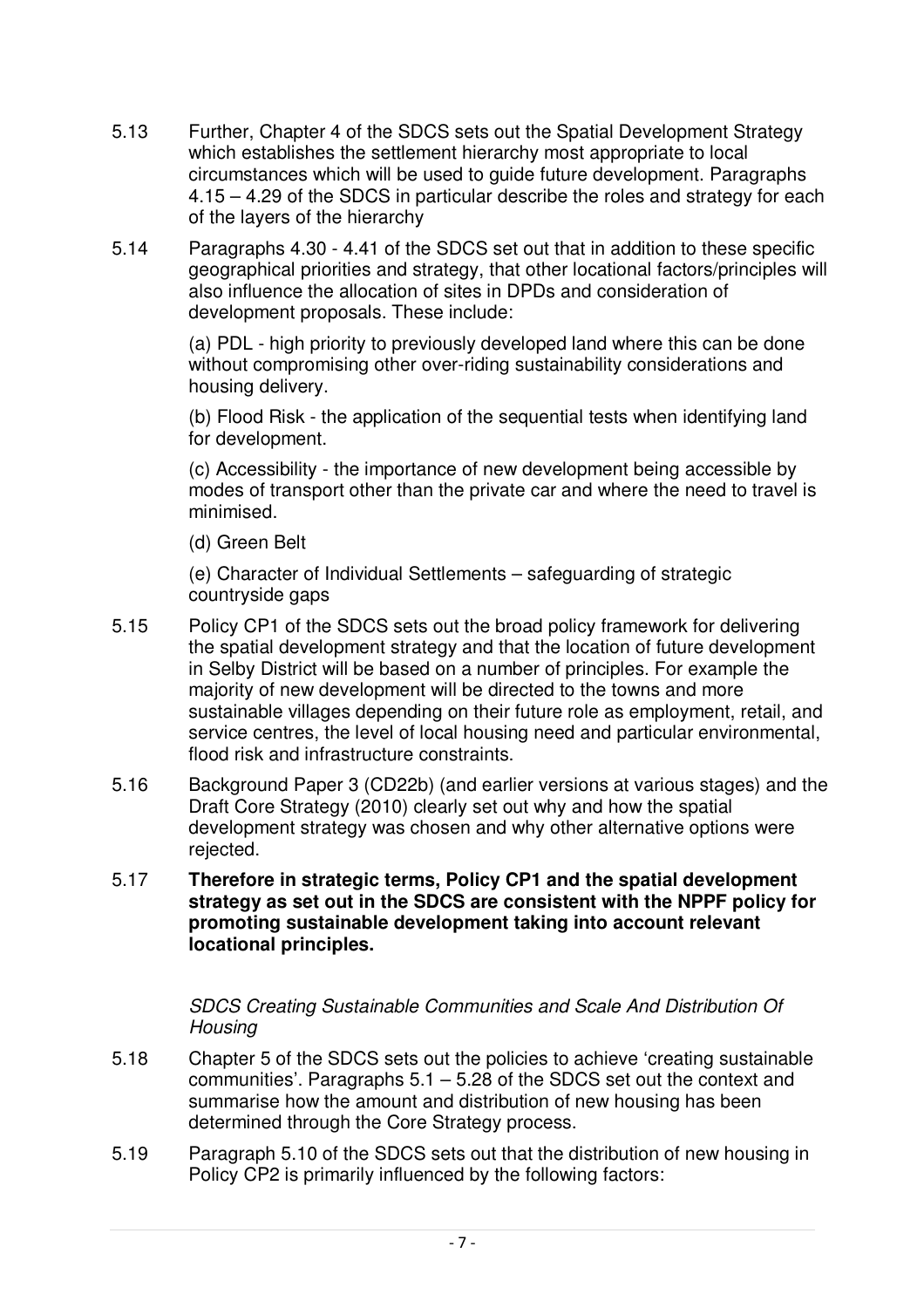5.13 Further, Chapter 4 of the SDCS sets out the Spatial Development Strategy which establishes the settlement hierarchy most appropriate to local circumstances which will be used to guide future development. Paragraphs 4.15 – 4.29 of the SDCS in particular describe the roles and strategy for each of the layers of the hierarchy

5.14 Paragraphs 4.30 - 4.41 of the SDCS set out that in addition to these specific geographical priorities and strategy, that other locational factors/principles will also influence the allocation of sites in DPDs and consideration of development proposals. These include:

(a) PDL - high priority to previously developed land where this can be done without compromising other over-riding sustainability considerations and housing delivery.

(b) Flood Risk - the application of the sequential tests when identifying land for development.

(c) Accessibility - the importance of new development being accessible by modes of transport other than the private car and where the need to travel is minimised.

(d) Green Belt

(e) Character of Individual Settlements – safeguarding of strategic countryside gaps

5.15 Policy CP1 of the SDCS sets out the broad policy framework for delivering the spatial development strategy and that the location of future development in Selby District will be based on a number of principles. For example the majority of new development will be directed to the towns and more sustainable villages depending on their future role as employment, retail, and service centres, the level of local housing need and particular environmental, flood risk and infrastructure constraints.

5.16 Background Paper 3 (CD22b) (and earlier versions at various stages) and the Draft Core Strategy (2010) clearly set out why and how the spatial development strategy was chosen and why other alternative options were rejected.

5.17 **Therefore in strategic terms, Policy CP1 and the spatial development strategy as set out in the SDCS are consistent with the NPPF policy for promoting sustainable development taking into account relevant locational principles.**

*SDCS Creating Sustainable Communities and Scale And Distribution Of Housing*

5.18 Chapter 5 of the SDCS sets out the policies to achieve 'creating sustainable communities'. Paragraphs 5.1 – 5.28 of the SDCS set out the context and summarise how the amount and distribution of new housing has been determined through the Core Strategy process.

5.19 Paragraph 5.10 of the SDCS sets out that the distribution of new housing in Policy CP2 is primarily influenced by the following factors: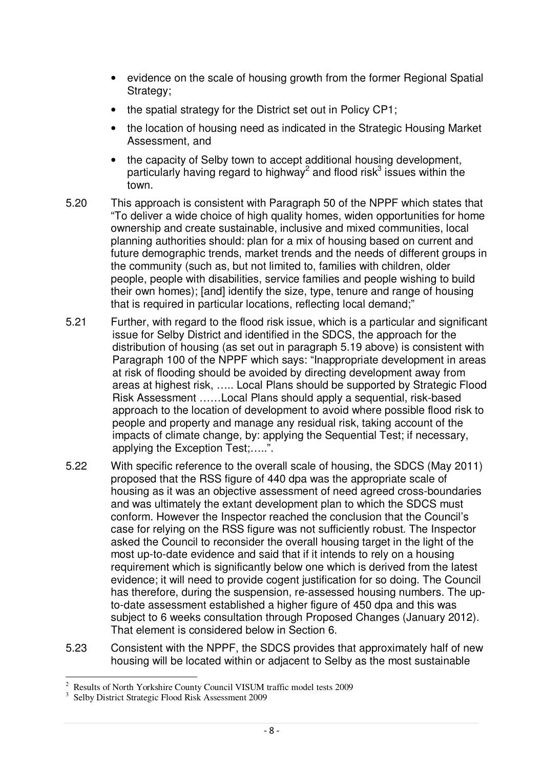- evidence on the scale of housing growth from the former Regional Spatial Strategy;
- the spatial strategy for the District set out in Policy CP1;
- the location of housing need as indicated in the Strategic Housing Market Assessment, and
- the capacity of Selby town to accept additional housing development, particularly having regard to highway[2] and flood risk[3] issues within the town.

5.20 This approach is consistent with Paragraph 50 of the NPPF which states that "To deliver a wide choice of high quality homes, widen opportunities for home ownership and create sustainable, inclusive and mixed communities, local planning authorities should: plan for a mix of housing based on current and future demographic trends, market trends and the needs of different groups in the community (such as, but not limited to, families with children, older people, people with disabilities, service families and people wishing to build their own homes); [and] identify the size, type, tenure and range of housing that is required in particular locations, reflecting local demand;"

5.21 Further, with regard to the flood risk issue, which is a particular and significant issue for Selby District and identified in the SDCS, the approach for the distribution of housing (as set out in paragraph 5.19 above) is consistent with Paragraph 100 of the NPPF which says: "Inappropriate development in areas at risk of flooding should be avoided by directing development away from areas at highest risk, ….. Local Plans should be supported by Strategic Flood Risk Assessment ……Local Plans should apply a sequential, risk-based approach to the location of development to avoid where possible flood risk to people and property and manage any residual risk, taking account of the impacts of climate change, by: applying the Sequential Test; if necessary, applying the Exception Test;…..".

5.22 With specific reference to the overall scale of housing, the SDCS (May 2011) proposed that the RSS figure of 440 dpa was the appropriate scale of housing as it was an objective assessment of need agreed cross-boundaries and was ultimately the extant development plan to which the SDCS must conform. However the Inspector reached the conclusion that the Council's case for relying on the RSS figure was not sufficiently robust. The Inspector asked the Council to reconsider the overall housing target in the light of the most up-to-date evidence and said that if it intends to rely on a housing requirement which is significantly below one which is derived from the latest evidence; it will need to provide cogent justification for so doing. The Council has therefore, during the suspension, re-assessed housing numbers. The up-to-date assessment established a higher figure of 450 dpa and this was subject to 6 weeks consultation through Proposed Changes (January 2012). That element is considered below in Section 6.

5.23 Consistent with the NPPF, the SDCS provides that approximately half of new housing will be located within or adjacent to Selby as the most sustainable

---

[2] Results of North Yorkshire County Council VISUM traffic model tests 2009

[3] Selby District Strategic Flood Risk Assessment 2009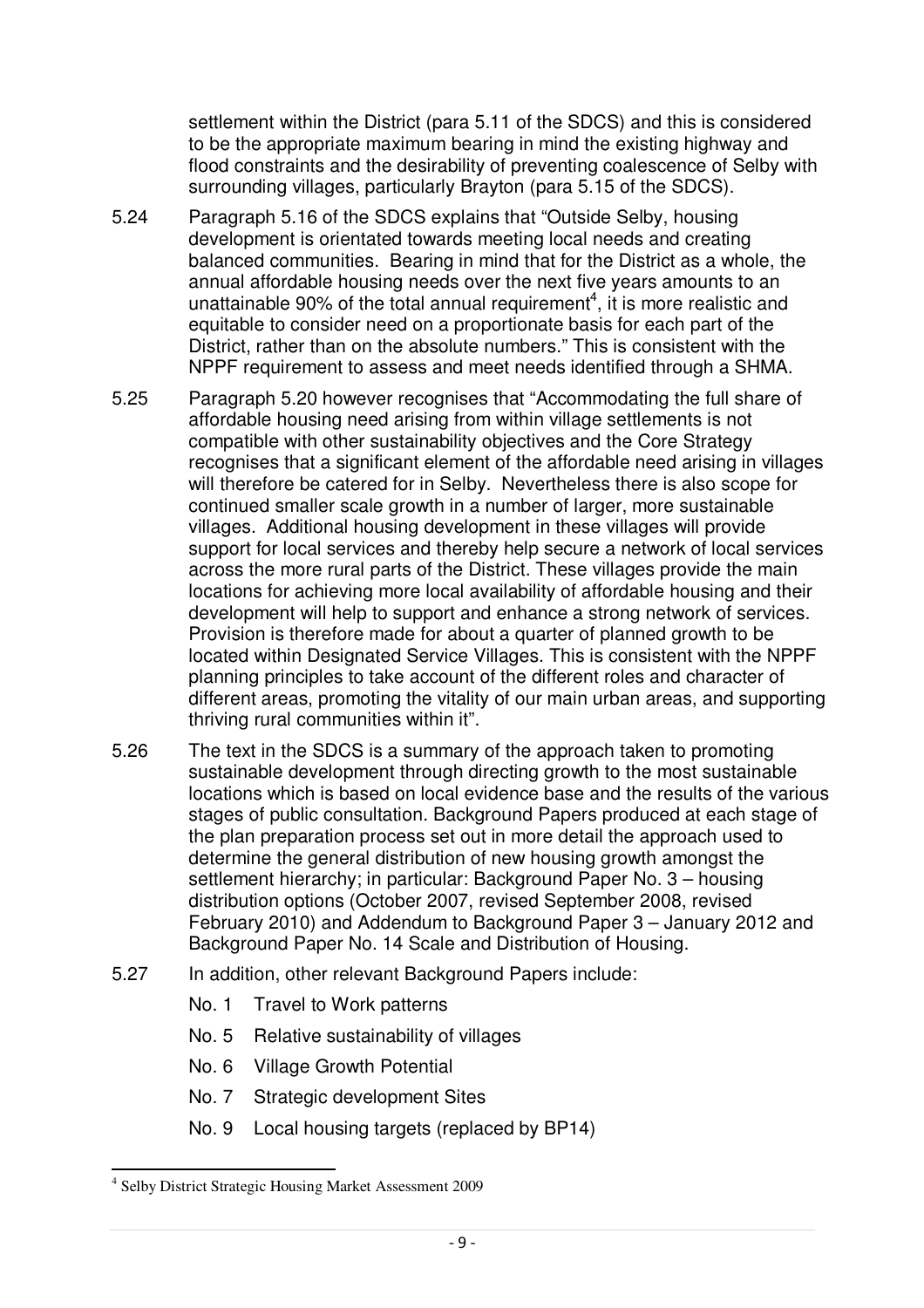settlement within the District (para 5.11 of the SDCS) and this is considered to be the appropriate maximum bearing in mind the existing highway and flood constraints and the desirability of preventing coalescence of Selby with surrounding villages, particularly Brayton (para 5.15 of the SDCS).

5.24 Paragraph 5.16 of the SDCS explains that "Outside Selby, housing development is orientated towards meeting local needs and creating balanced communities. Bearing in mind that for the District as a whole, the annual affordable housing needs over the next five years amounts to an unattainable 90% of the total annual requirement[4], it is more realistic and equitable to consider need on a proportionate basis for each part of the District, rather than on the absolute numbers." This is consistent with the NPPF requirement to assess and meet needs identified through a SHMA.

5.25 Paragraph 5.20 however recognises that "Accommodating the full share of affordable housing need arising from within village settlements is not compatible with other sustainability objectives and the Core Strategy recognises that a significant element of the affordable need arising in villages will therefore be catered for in Selby. Nevertheless there is also scope for continued smaller scale growth in a number of larger, more sustainable villages. Additional housing development in these villages will provide support for local services and thereby help secure a network of local services across the more rural parts of the District. These villages provide the main locations for achieving more local availability of affordable housing and their development will help to support and enhance a strong network of services. Provision is therefore made for about a quarter of planned growth to be located within Designated Service Villages. This is consistent with the NPPF planning principles to take account of the different roles and character of different areas, promoting the vitality of our main urban areas, and supporting thriving rural communities within it".

5.26 The text in the SDCS is a summary of the approach taken to promoting sustainable development through directing growth to the most sustainable locations which is based on local evidence base and the results of the various stages of public consultation. Background Papers produced at each stage of the plan preparation process set out in more detail the approach used to determine the general distribution of new housing growth amongst the settlement hierarchy; in particular: Background Paper No. 3 – housing distribution options (October 2007, revised September 2008, revised February 2010) and Addendum to Background Paper 3 – January 2012 and Background Paper No. 14 Scale and Distribution of Housing.

5.27 In addition, other relevant Background Papers include:

- No. 1 Travel to Work patterns
- No. 5 Relative sustainability of villages
- No. 6 Village Growth Potential
- No. 7 Strategic development Sites
- No. 9 Local housing targets (replaced by BP14)

[4] Selby District Strategic Housing Market Assessment 2009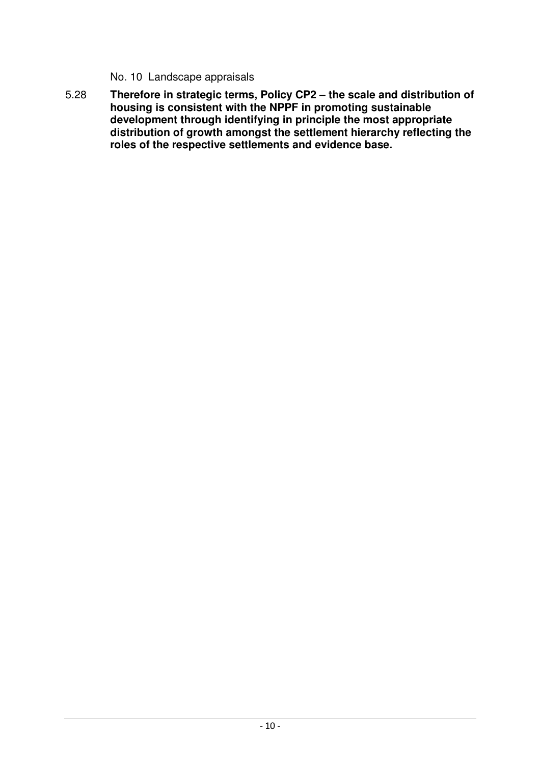No. 10 Landscape appraisals

5.28 **Therefore in strategic terms, Policy CP2 – the scale and distribution of housing is consistent with the NPPF in promoting sustainable development through identifying in principle the most appropriate distribution of growth amongst the settlement hierarchy reflecting the roles of the respective settlements and evidence base.**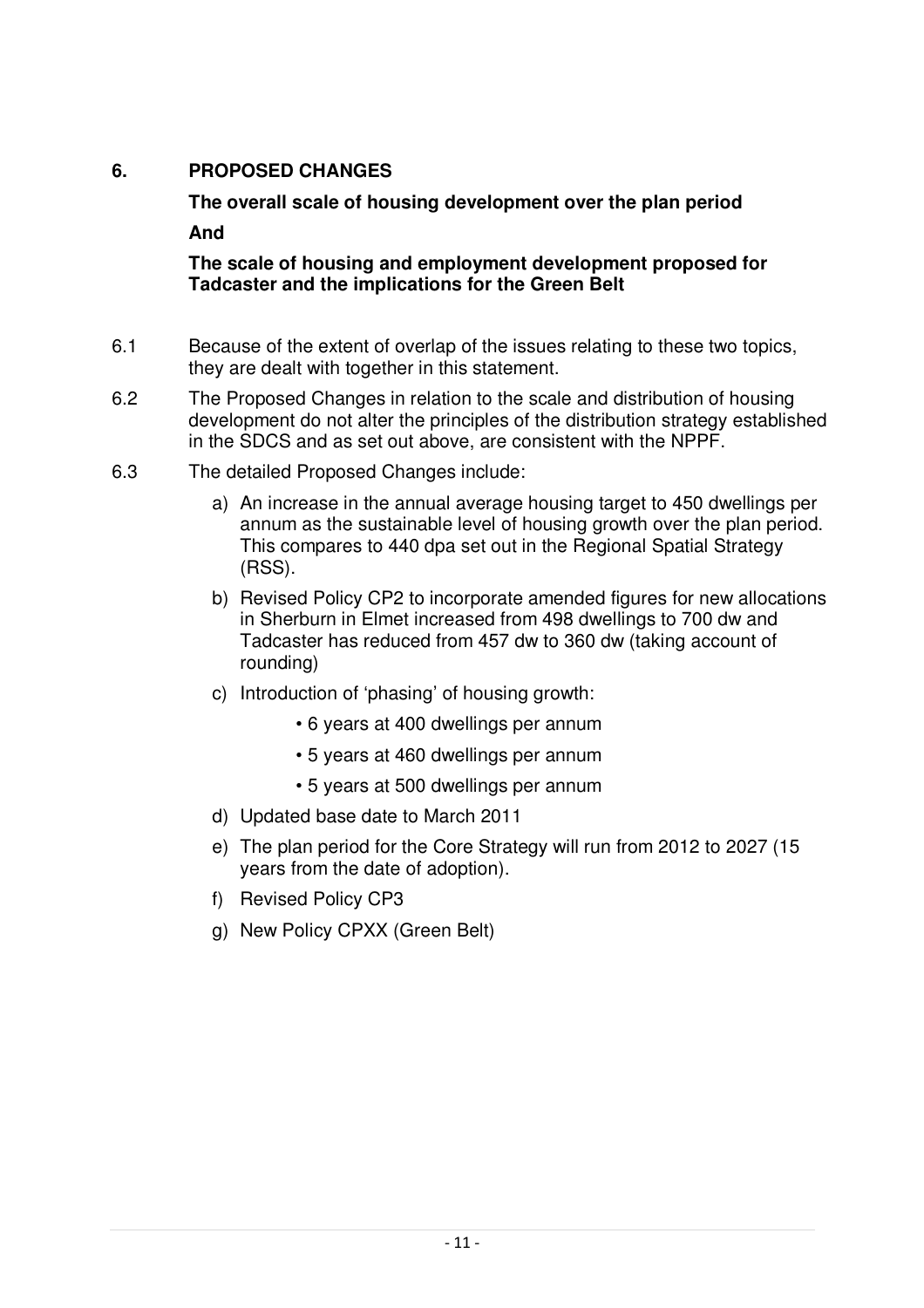## 6. PROPOSED CHANGES

**The overall scale of housing development over the plan period**

**And**

**The scale of housing and employment development proposed for Tadcaster and the implications for the Green Belt**

6.1 Because of the extent of overlap of the issues relating to these two topics, they are dealt with together in this statement.

6.2 The Proposed Changes in relation to the scale and distribution of housing development do not alter the principles of the distribution strategy established in the SDCS and as set out above, are consistent with the NPPF.

6.3 The detailed Proposed Changes include:

a) An increase in the annual average housing target to 450 dwellings per annum as the sustainable level of housing growth over the plan period. This compares to 440 dpa set out in the Regional Spatial Strategy (RSS).

b) Revised Policy CP2 to incorporate amended figures for new allocations in Sherburn in Elmet increased from 498 dwellings to 700 dw and Tadcaster has reduced from 457 dw to 360 dw (taking account of rounding)

c) Introduction of 'phasing' of housing growth:
   - 6 years at 400 dwellings per annum
   - 5 years at 460 dwellings per annum
   - 5 years at 500 dwellings per annum

d) Updated base date to March 2011

e) The plan period for the Core Strategy will run from 2012 to 2027 (15 years from the date of adoption).

f) Revised Policy CP3

g) New Policy CPXX (Green Belt)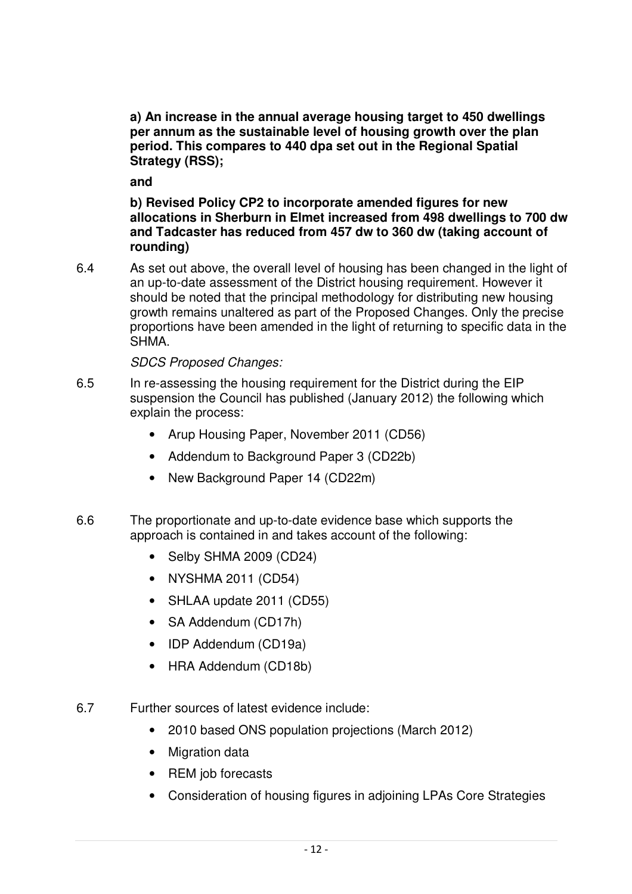**a) An increase in the annual average housing target to 450 dwellings per annum as the sustainable level of housing growth over the plan period. This compares to 440 dpa set out in the Regional Spatial Strategy (RSS);**

**and**

**b) Revised Policy CP2 to incorporate amended figures for new allocations in Sherburn in Elmet increased from 498 dwellings to 700 dw and Tadcaster has reduced from 457 dw to 360 dw (taking account of rounding)**

6.4 As set out above, the overall level of housing has been changed in the light of an up-to-date assessment of the District housing requirement. However it should be noted that the principal methodology for distributing new housing growth remains unaltered as part of the Proposed Changes. Only the precise proportions have been amended in the light of returning to specific data in the SHMA.

*SDCS Proposed Changes:*

6.5 In re-assessing the housing requirement for the District during the EIP suspension the Council has published (January 2012) the following which explain the process:

- Arup Housing Paper, November 2011 (CD56)
- Addendum to Background Paper 3 (CD22b)
- New Background Paper 14 (CD22m)

6.6 The proportionate and up-to-date evidence base which supports the approach is contained in and takes account of the following:

- Selby SHMA 2009 (CD24)
- NYSHMA 2011 (CD54)
- SHLAA update 2011 (CD55)
- SA Addendum (CD17h)
- IDP Addendum (CD19a)
- HRA Addendum (CD18b)

6.7 Further sources of latest evidence include:

- 2010 based ONS population projections (March 2012)
- Migration data
- REM job forecasts
- Consideration of housing figures in adjoining LPAs Core Strategies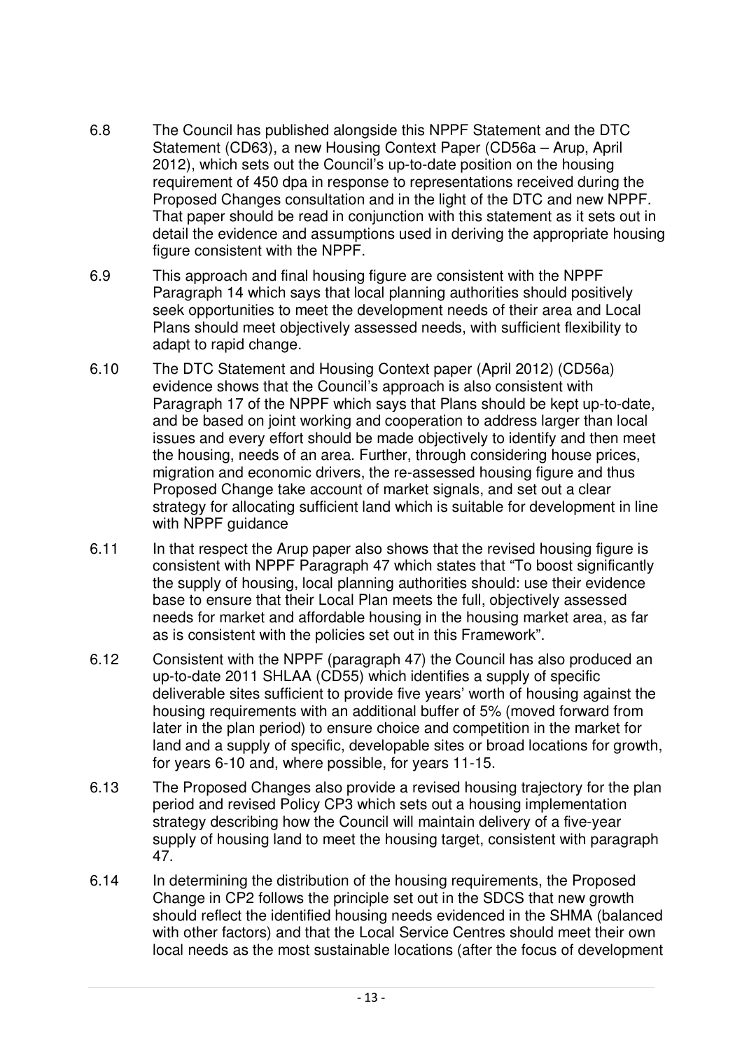6.8 The Council has published alongside this NPPF Statement and the DTC Statement (CD63), a new Housing Context Paper (CD56a – Arup, April 2012), which sets out the Council's up-to-date position on the housing requirement of 450 dpa in response to representations received during the Proposed Changes consultation and in the light of the DTC and new NPPF. That paper should be read in conjunction with this statement as it sets out in detail the evidence and assumptions used in deriving the appropriate housing figure consistent with the NPPF.

6.9 This approach and final housing figure are consistent with the NPPF Paragraph 14 which says that local planning authorities should positively seek opportunities to meet the development needs of their area and Local Plans should meet objectively assessed needs, with sufficient flexibility to adapt to rapid change.

6.10 The DTC Statement and Housing Context paper (April 2012) (CD56a) evidence shows that the Council's approach is also consistent with Paragraph 17 of the NPPF which says that Plans should be kept up-to-date, and be based on joint working and cooperation to address larger than local issues and every effort should be made objectively to identify and then meet the housing, needs of an area. Further, through considering house prices, migration and economic drivers, the re-assessed housing figure and thus Proposed Change take account of market signals, and set out a clear strategy for allocating sufficient land which is suitable for development in line with NPPF guidance

6.11 In that respect the Arup paper also shows that the revised housing figure is consistent with NPPF Paragraph 47 which states that "To boost significantly the supply of housing, local planning authorities should: use their evidence base to ensure that their Local Plan meets the full, objectively assessed needs for market and affordable housing in the housing market area, as far as is consistent with the policies set out in this Framework".

6.12 Consistent with the NPPF (paragraph 47) the Council has also produced an up-to-date 2011 SHLAA (CD55) which identifies a supply of specific deliverable sites sufficient to provide five years' worth of housing against the housing requirements with an additional buffer of 5% (moved forward from later in the plan period) to ensure choice and competition in the market for land and a supply of specific, developable sites or broad locations for growth, for years 6-10 and, where possible, for years 11-15.

6.13 The Proposed Changes also provide a revised housing trajectory for the plan period and revised Policy CP3 which sets out a housing implementation strategy describing how the Council will maintain delivery of a five-year supply of housing land to meet the housing target, consistent with paragraph 47.

6.14 In determining the distribution of the housing requirements, the Proposed Change in CP2 follows the principle set out in the SDCS that new growth should reflect the identified housing needs evidenced in the SHMA (balanced with other factors) and that the Local Service Centres should meet their own local needs as the most sustainable locations (after the focus of development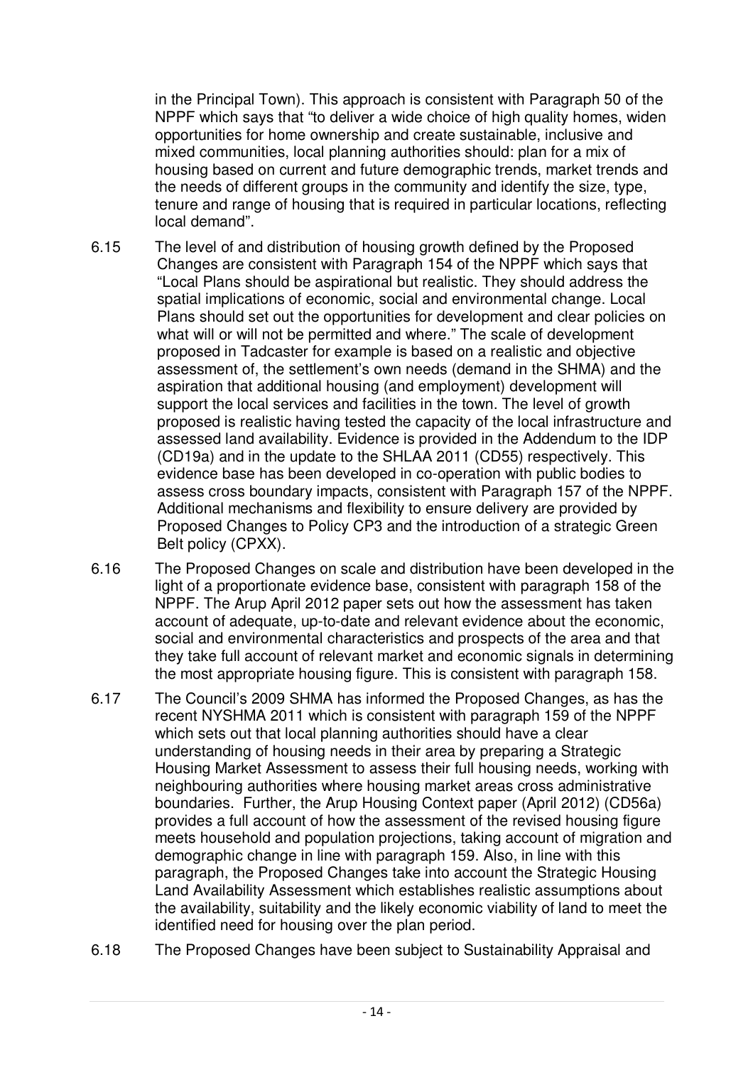in the Principal Town). This approach is consistent with Paragraph 50 of the NPPF which says that "to deliver a wide choice of high quality homes, widen opportunities for home ownership and create sustainable, inclusive and mixed communities, local planning authorities should: plan for a mix of housing based on current and future demographic trends, market trends and the needs of different groups in the community and identify the size, type, tenure and range of housing that is required in particular locations, reflecting local demand".

6.15 The level of and distribution of housing growth defined by the Proposed Changes are consistent with Paragraph 154 of the NPPF which says that "Local Plans should be aspirational but realistic. They should address the spatial implications of economic, social and environmental change. Local Plans should set out the opportunities for development and clear policies on what will or will not be permitted and where." The scale of development proposed in Tadcaster for example is based on a realistic and objective assessment of, the settlement's own needs (demand in the SHMA) and the aspiration that additional housing (and employment) development will support the local services and facilities in the town. The level of growth proposed is realistic having tested the capacity of the local infrastructure and assessed land availability. Evidence is provided in the Addendum to the IDP (CD19a) and in the update to the SHLAA 2011 (CD55) respectively. This evidence base has been developed in co-operation with public bodies to assess cross boundary impacts, consistent with Paragraph 157 of the NPPF. Additional mechanisms and flexibility to ensure delivery are provided by Proposed Changes to Policy CP3 and the introduction of a strategic Green Belt policy (CPXX).

6.16 The Proposed Changes on scale and distribution have been developed in the light of a proportionate evidence base, consistent with paragraph 158 of the NPPF. The Arup April 2012 paper sets out how the assessment has taken account of adequate, up-to-date and relevant evidence about the economic, social and environmental characteristics and prospects of the area and that they take full account of relevant market and economic signals in determining the most appropriate housing figure. This is consistent with paragraph 158.

6.17 The Council's 2009 SHMA has informed the Proposed Changes, as has the recent NYSHMA 2011 which is consistent with paragraph 159 of the NPPF which sets out that local planning authorities should have a clear understanding of housing needs in their area by preparing a Strategic Housing Market Assessment to assess their full housing needs, working with neighbouring authorities where housing market areas cross administrative boundaries. Further, the Arup Housing Context paper (April 2012) (CD56a) provides a full account of how the assessment of the revised housing figure meets household and population projections, taking account of migration and demographic change in line with paragraph 159. Also, in line with this paragraph, the Proposed Changes take into account the Strategic Housing Land Availability Assessment which establishes realistic assumptions about the availability, suitability and the likely economic viability of land to meet the identified need for housing over the plan period.

6.18 The Proposed Changes have been subject to Sustainability Appraisal and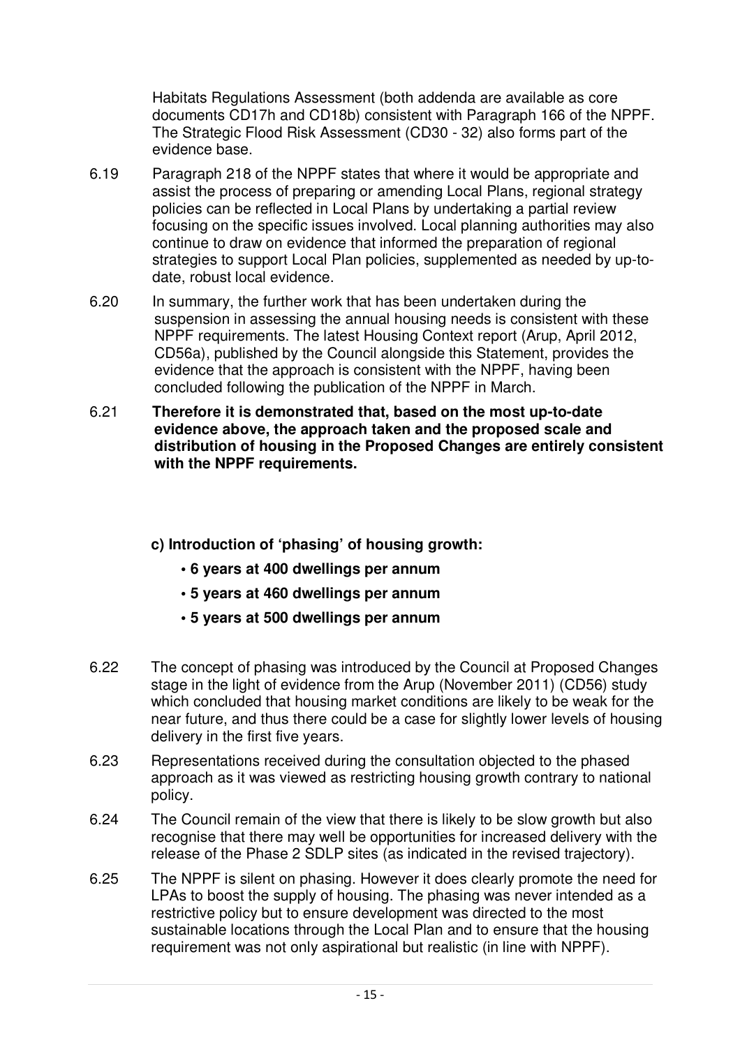Habitats Regulations Assessment (both addenda are available as core documents CD17h and CD18b) consistent with Paragraph 166 of the NPPF. The Strategic Flood Risk Assessment (CD30 - 32) also forms part of the evidence base.

6.19 Paragraph 218 of the NPPF states that where it would be appropriate and assist the process of preparing or amending Local Plans, regional strategy policies can be reflected in Local Plans by undertaking a partial review focusing on the specific issues involved. Local planning authorities may also continue to draw on evidence that informed the preparation of regional strategies to support Local Plan policies, supplemented as needed by up-to-date, robust local evidence.

6.20 In summary, the further work that has been undertaken during the suspension in assessing the annual housing needs is consistent with these NPPF requirements. The latest Housing Context report (Arup, April 2012, CD56a), published by the Council alongside this Statement, provides the evidence that the approach is consistent with the NPPF, having been concluded following the publication of the NPPF in March.

6.21 **Therefore it is demonstrated that, based on the most up-to-date evidence above, the approach taken and the proposed scale and distribution of housing in the Proposed Changes are entirely consistent with the NPPF requirements.**

**c) Introduction of 'phasing' of housing growth:**

- **6 years at 400 dwellings per annum**
- **5 years at 460 dwellings per annum**
- **5 years at 500 dwellings per annum**

6.22 The concept of phasing was introduced by the Council at Proposed Changes stage in the light of evidence from the Arup (November 2011) (CD56) study which concluded that housing market conditions are likely to be weak for the near future, and thus there could be a case for slightly lower levels of housing delivery in the first five years.

6.23 Representations received during the consultation objected to the phased approach as it was viewed as restricting housing growth contrary to national policy.

6.24 The Council remain of the view that there is likely to be slow growth but also recognise that there may well be opportunities for increased delivery with the release of the Phase 2 SDLP sites (as indicated in the revised trajectory).

6.25 The NPPF is silent on phasing. However it does clearly promote the need for LPAs to boost the supply of housing. The phasing was never intended as a restrictive policy but to ensure development was directed to the most sustainable locations through the Local Plan and to ensure that the housing requirement was not only aspirational but realistic (in line with NPPF).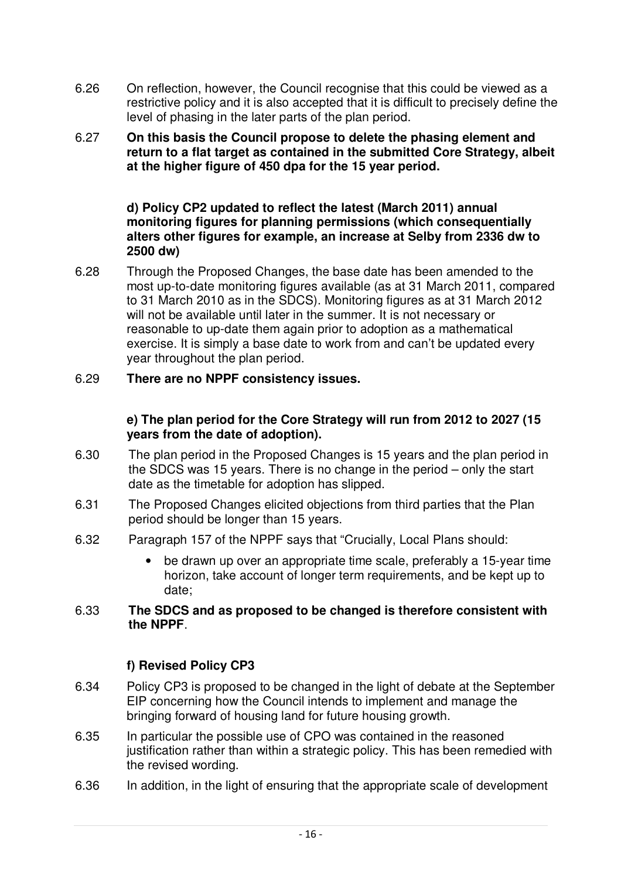6.26 On reflection, however, the Council recognise that this could be viewed as a restrictive policy and it is also accepted that it is difficult to precisely define the level of phasing in the later parts of the plan period.

6.27 **On this basis the Council propose to delete the phasing element and return to a flat target as contained in the submitted Core Strategy, albeit at the higher figure of 450 dpa for the 15 year period.**

**d) Policy CP2 updated to reflect the latest (March 2011) annual monitoring figures for planning permissions (which consequentially alters other figures for example, an increase at Selby from 2336 dw to 2500 dw)**

6.28 Through the Proposed Changes, the base date has been amended to the most up-to-date monitoring figures available (as at 31 March 2011, compared to 31 March 2010 as in the SDCS). Monitoring figures as at 31 March 2012 will not be available until later in the summer. It is not necessary or reasonable to up-date them again prior to adoption as a mathematical exercise. It is simply a base date to work from and can't be updated every year throughout the plan period.

6.29 **There are no NPPF consistency issues.**

**e) The plan period for the Core Strategy will run from 2012 to 2027 (15 years from the date of adoption).**

6.30 The plan period in the Proposed Changes is 15 years and the plan period in the SDCS was 15 years. There is no change in the period – only the start date as the timetable for adoption has slipped.

6.31 The Proposed Changes elicited objections from third parties that the Plan period should be longer than 15 years.

6.32 Paragraph 157 of the NPPF says that "Crucially, Local Plans should:

- be drawn up over an appropriate time scale, preferably a 15-year time horizon, take account of longer term requirements, and be kept up to date;

6.33 **The SDCS and as proposed to be changed is therefore consistent with the NPPF**.

**f) Revised Policy CP3**

6.34 Policy CP3 is proposed to be changed in the light of debate at the September EIP concerning how the Council intends to implement and manage the bringing forward of housing land for future housing growth.

6.35 In particular the possible use of CPO was contained in the reasoned justification rather than within a strategic policy. This has been remedied with the revised wording.

6.36 In addition, in the light of ensuring that the appropriate scale of development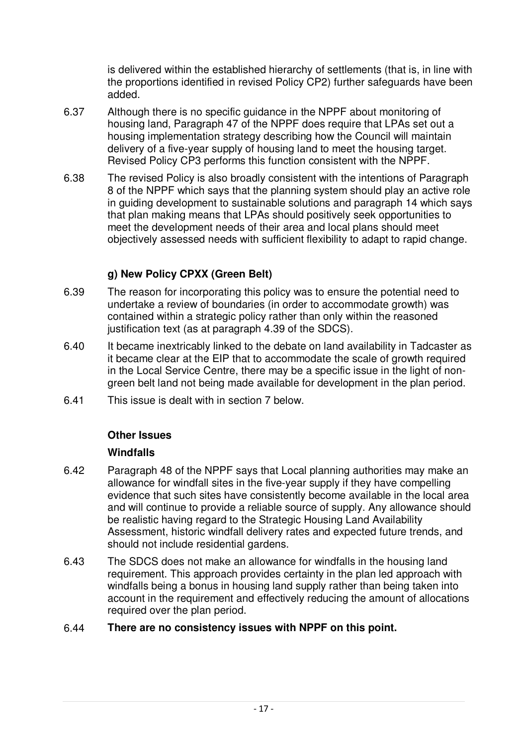is delivered within the established hierarchy of settlements (that is, in line with the proportions identified in revised Policy CP2) further safeguards have been added.

6.37 Although there is no specific guidance in the NPPF about monitoring of housing land, Paragraph 47 of the NPPF does require that LPAs set out a housing implementation strategy describing how the Council will maintain delivery of a five-year supply of housing land to meet the housing target. Revised Policy CP3 performs this function consistent with the NPPF.

6.38 The revised Policy is also broadly consistent with the intentions of Paragraph 8 of the NPPF which says that the planning system should play an active role in guiding development to sustainable solutions and paragraph 14 which says that plan making means that LPAs should positively seek opportunities to meet the development needs of their area and local plans should meet objectively assessed needs with sufficient flexibility to adapt to rapid change.

**g) New Policy CPXX (Green Belt)**

6.39 The reason for incorporating this policy was to ensure the potential need to undertake a review of boundaries (in order to accommodate growth) was contained within a strategic policy rather than only within the reasoned justification text (as at paragraph 4.39 of the SDCS).

6.40 It became inextricably linked to the debate on land availability in Tadcaster as it became clear at the EIP that to accommodate the scale of growth required in the Local Service Centre, there may be a specific issue in the light of non-green belt land not being made available for development in the plan period.

6.41 This issue is dealt with in section 7 below.

**Other Issues**

**Windfalls**

6.42 Paragraph 48 of the NPPF says that Local planning authorities may make an allowance for windfall sites in the five-year supply if they have compelling evidence that such sites have consistently become available in the local area and will continue to provide a reliable source of supply. Any allowance should be realistic having regard to the Strategic Housing Land Availability Assessment, historic windfall delivery rates and expected future trends, and should not include residential gardens.

6.43 The SDCS does not make an allowance for windfalls in the housing land requirement. This approach provides certainty in the plan led approach with windfalls being a bonus in housing land supply rather than being taken into account in the requirement and effectively reducing the amount of allocations required over the plan period.

6.44 **There are no consistency issues with NPPF on this point.**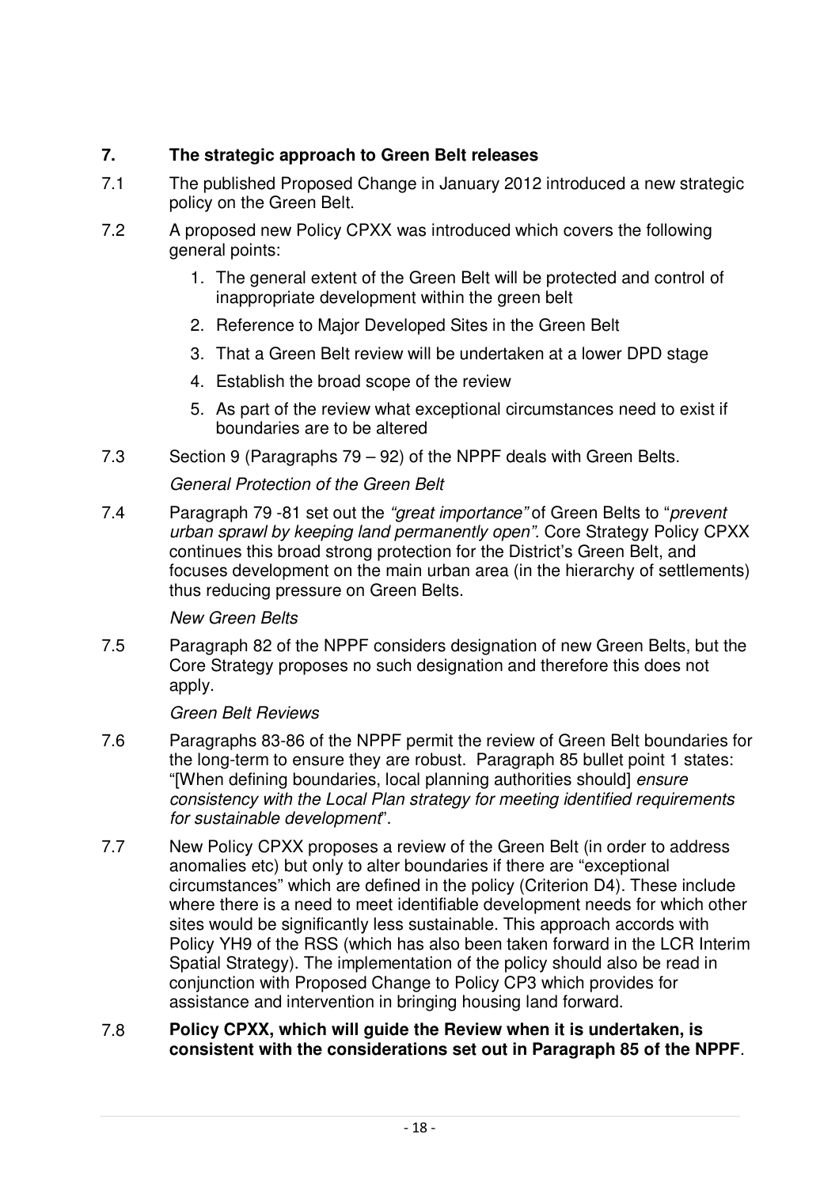## 7. The strategic approach to Green Belt releases

7.1 The published Proposed Change in January 2012 introduced a new strategic policy on the Green Belt.

7.2 A proposed new Policy CPXX was introduced which covers the following general points:

1. The general extent of the Green Belt will be protected and control of inappropriate development within the green belt
2. Reference to Major Developed Sites in the Green Belt
3. That a Green Belt review will be undertaken at a lower DPD stage
4. Establish the broad scope of the review
5. As part of the review what exceptional circumstances need to exist if boundaries are to be altered

7.3 Section 9 (Paragraphs 79 – 92) of the NPPF deals with Green Belts.

*General Protection of the Green Belt*

7.4 Paragraph 79 -81 set out the *"great importance"* of Green Belts to "*prevent urban sprawl by keeping land permanently open"*. Core Strategy Policy CPXX continues this broad strong protection for the District's Green Belt, and focuses development on the main urban area (in the hierarchy of settlements) thus reducing pressure on Green Belts.

*New Green Belts*

7.5 Paragraph 82 of the NPPF considers designation of new Green Belts, but the Core Strategy proposes no such designation and therefore this does not apply.

*Green Belt Reviews*

7.6 Paragraphs 83-86 of the NPPF permit the review of Green Belt boundaries for the long-term to ensure they are robust. Paragraph 85 bullet point 1 states: "[When defining boundaries, local planning authorities should] *ensure consistency with the Local Plan strategy for meeting identified requirements for sustainable development*".

7.7 New Policy CPXX proposes a review of the Green Belt (in order to address anomalies etc) but only to alter boundaries if there are "exceptional circumstances" which are defined in the policy (Criterion D4). These include where there is a need to meet identifiable development needs for which other sites would be significantly less sustainable. This approach accords with Policy YH9 of the RSS (which has also been taken forward in the LCR Interim Spatial Strategy). The implementation of the policy should also be read in conjunction with Proposed Change to Policy CP3 which provides for assistance and intervention in bringing housing land forward.

7.8 **Policy CPXX, which will guide the Review when it is undertaken, is consistent with the considerations set out in Paragraph 85 of the NPPF**.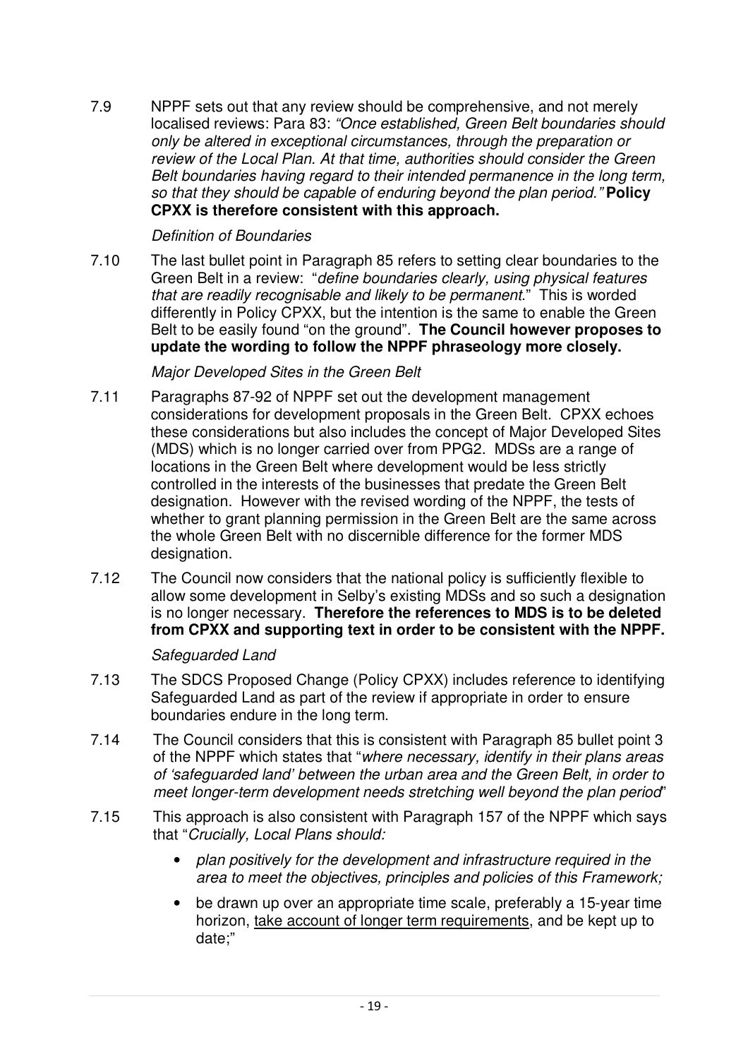7.9 NPPF sets out that any review should be comprehensive, and not merely localised reviews: Para 83: *"Once established, Green Belt boundaries should only be altered in exceptional circumstances, through the preparation or review of the Local Plan. At that time, authorities should consider the Green Belt boundaries having regard to their intended permanence in the long term, so that they should be capable of enduring beyond the plan period."* **Policy CPXX is therefore consistent with this approach.**

*Definition of Boundaries*

7.10 The last bullet point in Paragraph 85 refers to setting clear boundaries to the Green Belt in a review: "*define boundaries clearly, using physical features that are readily recognisable and likely to be permanent*." This is worded differently in Policy CPXX, but the intention is the same to enable the Green Belt to be easily found "on the ground". **The Council however proposes to update the wording to follow the NPPF phraseology more closely.**

*Major Developed Sites in the Green Belt*

7.11 Paragraphs 87-92 of NPPF set out the development management considerations for development proposals in the Green Belt. CPXX echoes these considerations but also includes the concept of Major Developed Sites (MDS) which is no longer carried over from PPG2. MDSs are a range of locations in the Green Belt where development would be less strictly controlled in the interests of the businesses that predate the Green Belt designation. However with the revised wording of the NPPF, the tests of whether to grant planning permission in the Green Belt are the same across the whole Green Belt with no discernible difference for the former MDS designation.

7.12 The Council now considers that the national policy is sufficiently flexible to allow some development in Selby's existing MDSs and so such a designation is no longer necessary. **Therefore the references to MDS is to be deleted from CPXX and supporting text in order to be consistent with the NPPF.**

*Safeguarded Land*

7.13 The SDCS Proposed Change (Policy CPXX) includes reference to identifying Safeguarded Land as part of the review if appropriate in order to ensure boundaries endure in the long term.

7.14 The Council considers that this is consistent with Paragraph 85 bullet point 3 of the NPPF which states that "*where necessary, identify in their plans areas of 'safeguarded land' between the urban area and the Green Belt, in order to meet longer-term development needs stretching well beyond the plan period*"

7.15 This approach is also consistent with Paragraph 157 of the NPPF which says that "*Crucially, Local Plans should:*

- *plan positively for the development and infrastructure required in the area to meet the objectives, principles and policies of this Framework;*
- be drawn up over an appropriate time scale, preferably a 15-year time horizon, <u>take account of longer term requirements</u>, and be kept up to date;"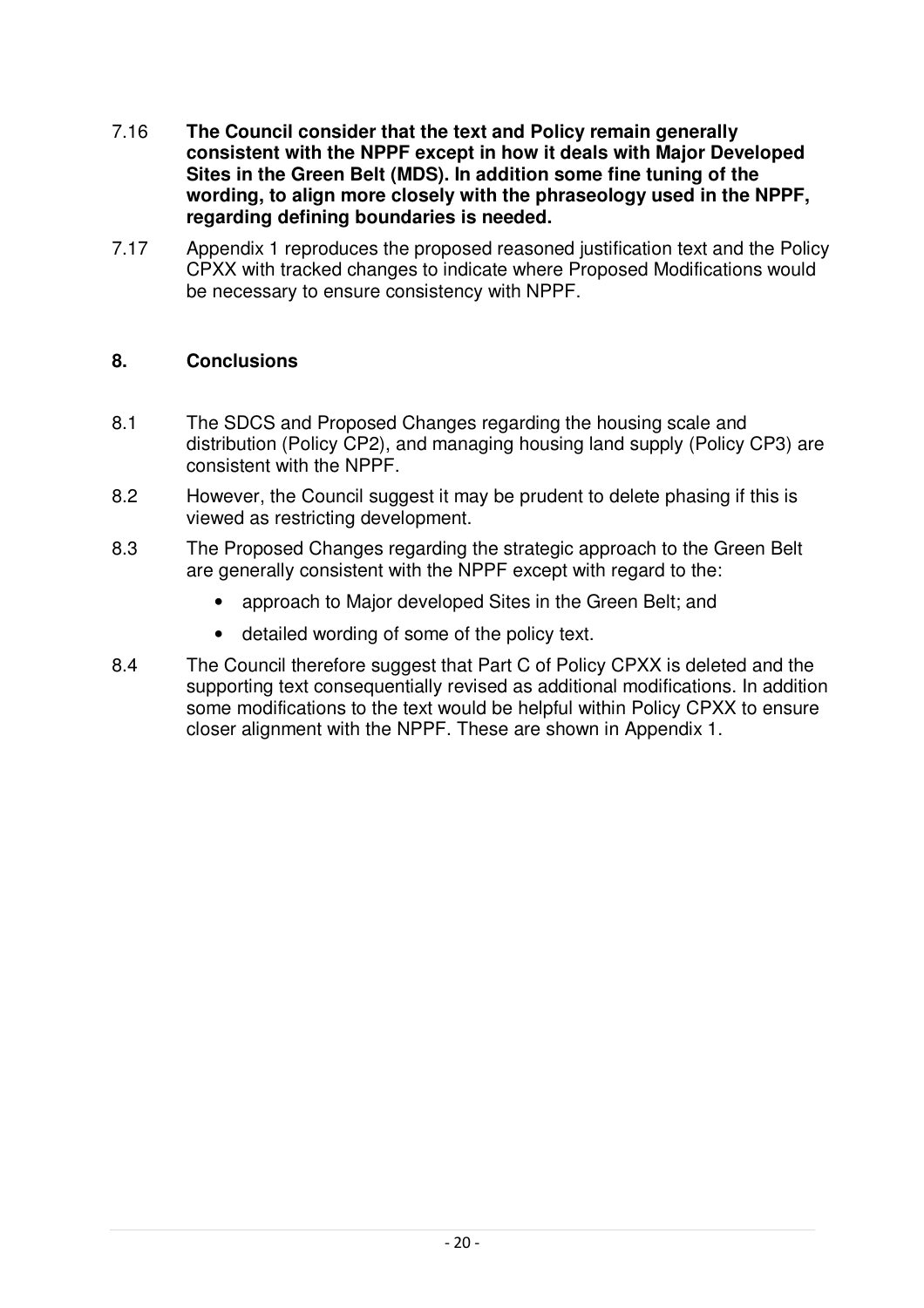7.16 **The Council consider that the text and Policy remain generally consistent with the NPPF except in how it deals with Major Developed Sites in the Green Belt (MDS). In addition some fine tuning of the wording, to align more closely with the phraseology used in the NPPF, regarding defining boundaries is needed.**

7.17 Appendix 1 reproduces the proposed reasoned justification text and the Policy CPXX with tracked changes to indicate where Proposed Modifications would be necessary to ensure consistency with NPPF.

## 8. Conclusions

8.1 The SDCS and Proposed Changes regarding the housing scale and distribution (Policy CP2), and managing housing land supply (Policy CP3) are consistent with the NPPF.

8.2 However, the Council suggest it may be prudent to delete phasing if this is viewed as restricting development.

8.3 The Proposed Changes regarding the strategic approach to the Green Belt are generally consistent with the NPPF except with regard to the:

- approach to Major developed Sites in the Green Belt; and
- detailed wording of some of the policy text.

8.4 The Council therefore suggest that Part C of Policy CPXX is deleted and the supporting text consequentially revised as additional modifications. In addition some modifications to the text would be helpful within Policy CPXX to ensure closer alignment with the NPPF. These are shown in Appendix 1.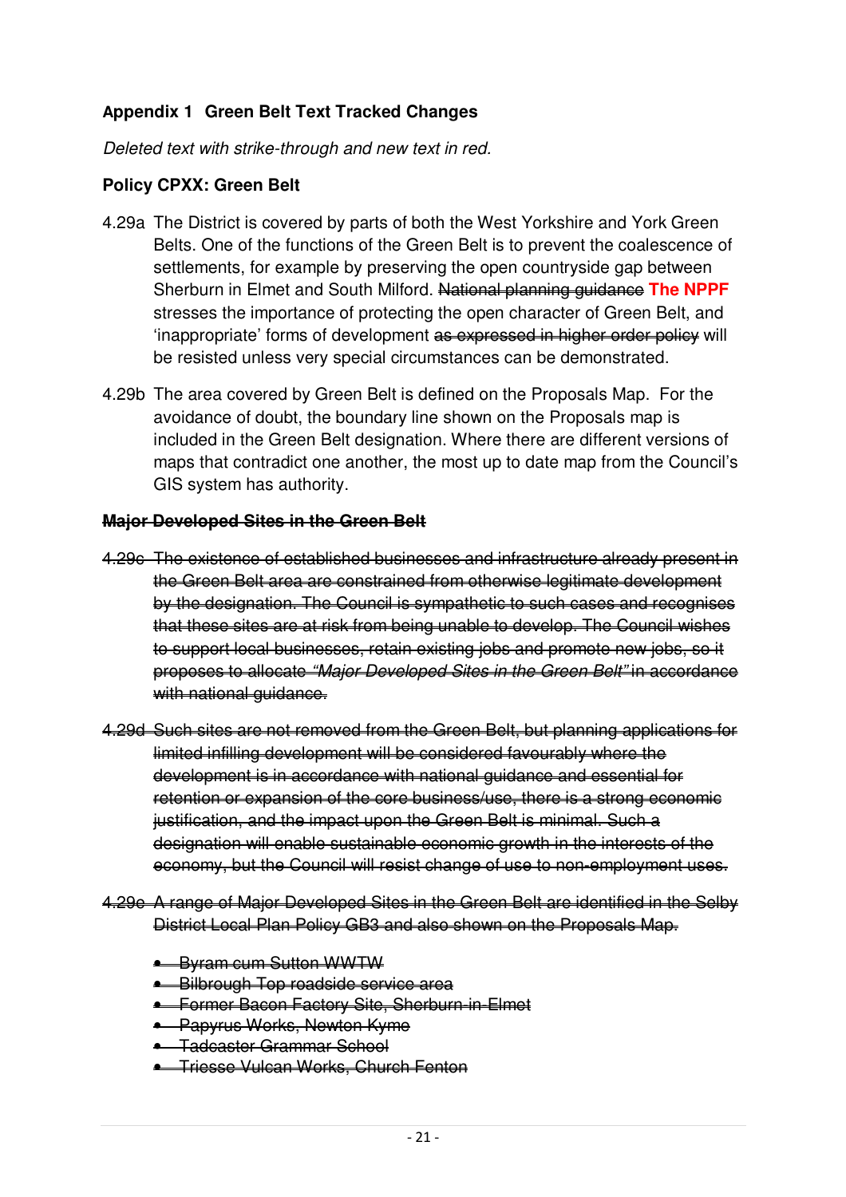### Appendix 1 Green Belt Text Tracked Changes

*Deleted text with strike-through and new text in red.*

**Policy CPXX: Green Belt**

4.29a The District is covered by parts of both the West Yorkshire and York Green Belts. One of the functions of the Green Belt is to prevent the coalescence of settlements, for example by preserving the open countryside gap between Sherburn in Elmet and South Milford. ~~National planning guidance~~ **The NPPF** stresses the importance of protecting the open character of Green Belt, and 'inappropriate' forms of development ~~as expressed in higher order policy~~ will be resisted unless very special circumstances can be demonstrated.

4.29b The area covered by Green Belt is defined on the Proposals Map. For the avoidance of doubt, the boundary line shown on the Proposals map is included in the Green Belt designation. Where there are different versions of maps that contradict one another, the most up to date map from the Council's GIS system has authority.

~~**Major Developed Sites in the Green Belt**~~

~~4.29c The existence of established businesses and infrastructure already present in the Green Belt area are constrained from otherwise legitimate development by the designation. The Council is sympathetic to such cases and recognises that these sites are at risk from being unable to develop. The Council wishes to support local businesses, retain existing jobs and promote new jobs, so it proposes to allocate *"Major Developed Sites in the Green Belt"* in accordance with national guidance.~~

~~4.29d Such sites are not removed from the Green Belt, but planning applications for limited infilling development will be considered favourably where the development is in accordance with national guidance and essential for retention or expansion of the core business/use, there is a strong economic justification, and the impact upon the Green Belt is minimal. Such a designation will enable sustainable economic growth in the interests of the economy, but the Council will resist change of use to non-employment uses.~~

~~4.29e A range of Major Developed Sites in the Green Belt are identified in the Selby District Local Plan Policy GB3 and also shown on the Proposals Map.~~

- ~~Byram cum Sutton WWTW~~
- ~~Bilbrough Top roadside service area~~
- ~~Former Bacon Factory Site, Sherburn-in-Elmet~~
- ~~Papyrus Works, Newton Kyme~~
- ~~Tadcaster Grammar School~~
- ~~Triesse Vulcan Works, Church Fenton~~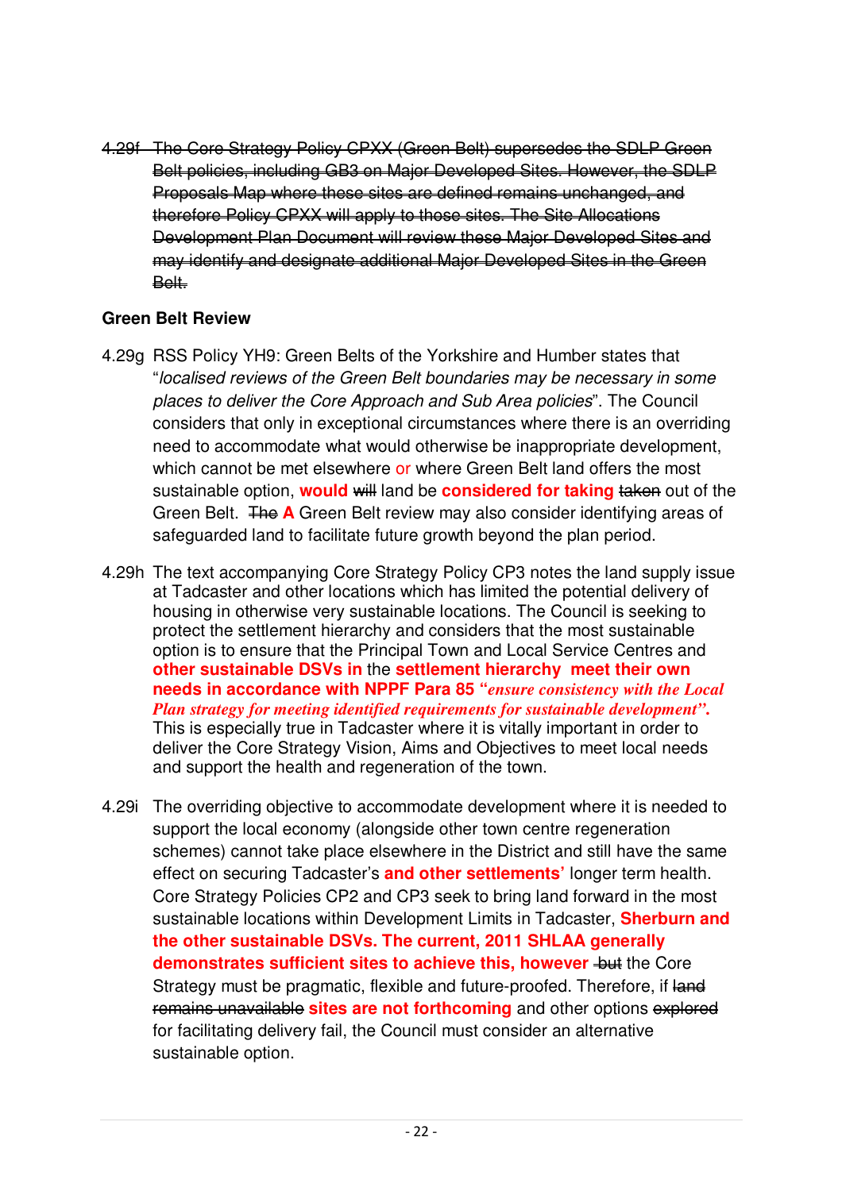~~4.29f The Core Strategy Policy CPXX (Green Belt) supersedes the SDLP Green Belt policies, including GB3 on Major Developed Sites. However, the SDLP Proposals Map where these sites are defined remains unchanged, and therefore Policy CPXX will apply to those sites. The Site Allocations Development Plan Document will review these Major Developed Sites and may identify and designate additional Major Developed Sites in the Green Belt.~~

**Green Belt Review**

4.29g RSS Policy YH9: Green Belts of the Yorkshire and Humber states that "*localised reviews of the Green Belt boundaries may be necessary in some places to deliver the Core Approach and Sub Area policies*". The Council considers that only in exceptional circumstances where there is an overriding need to accommodate what would otherwise be inappropriate development, which cannot be met elsewhere or where Green Belt land offers the most sustainable option, **would** ~~will~~ land be **considered for taking** ~~taken~~ out of the Green Belt. ~~The~~ **A** Green Belt review may also consider identifying areas of safeguarded land to facilitate future growth beyond the plan period.

4.29h The text accompanying Core Strategy Policy CP3 notes the land supply issue at Tadcaster and other locations which has limited the potential delivery of housing in otherwise very sustainable locations. The Council is seeking to protect the settlement hierarchy and considers that the most sustainable option is to ensure that the Principal Town and Local Service Centres and **other sustainable DSVs in** the **settlement hierarchy meet their own needs in accordance with NPPF Para 85 "*ensure consistency with the Local Plan strategy for meeting identified requirements for sustainable development*".** This is especially true in Tadcaster where it is vitally important in order to deliver the Core Strategy Vision, Aims and Objectives to meet local needs and support the health and regeneration of the town.

4.29i The overriding objective to accommodate development where it is needed to support the local economy (alongside other town centre regeneration schemes) cannot take place elsewhere in the District and still have the same effect on securing Tadcaster's **and other settlements'** longer term health. Core Strategy Policies CP2 and CP3 seek to bring land forward in the most sustainable locations within Development Limits in Tadcaster, **Sherburn and the other sustainable DSVs. The current, 2011 SHLAA generally demonstrates sufficient sites to achieve this, however** ~~but~~ the Core Strategy must be pragmatic, flexible and future-proofed. Therefore, if ~~land remains unavailable~~ **sites are not forthcoming** and other options ~~explored~~ for facilitating delivery fail, the Council must consider an alternative sustainable option.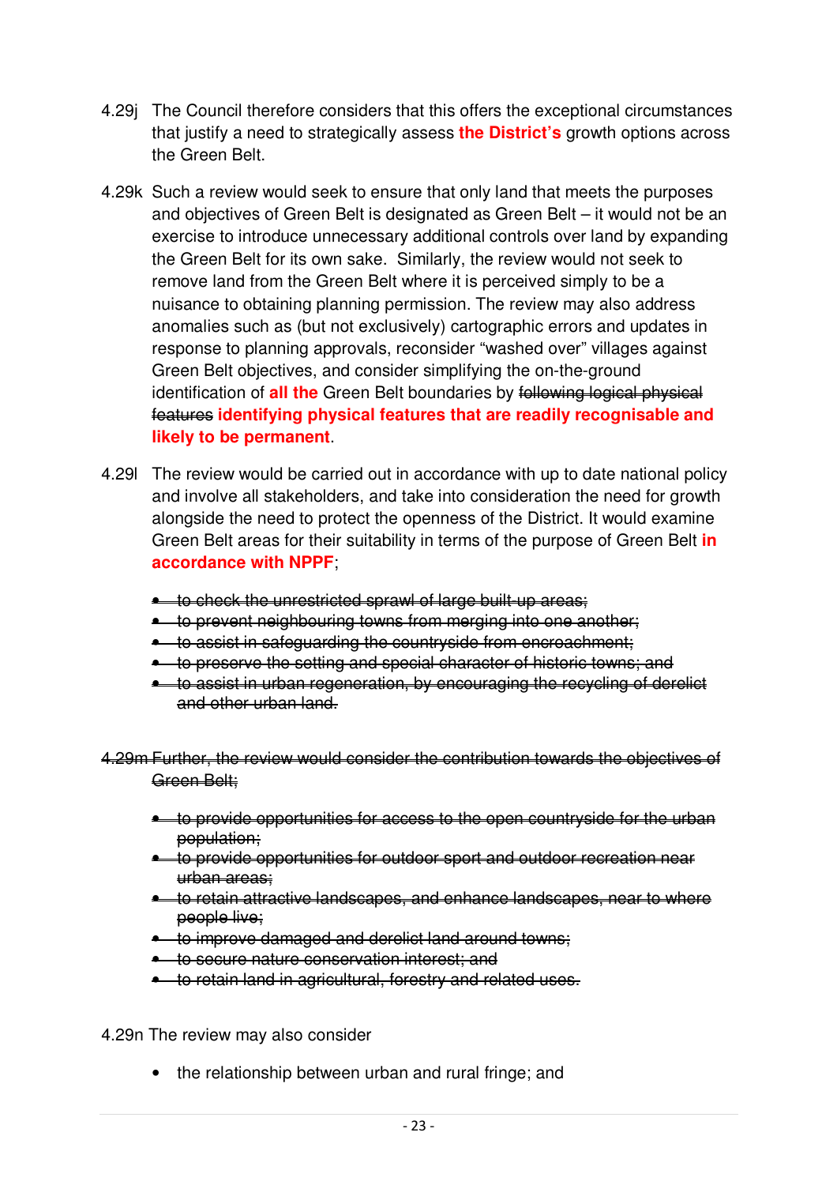4.29j The Council therefore considers that this offers the exceptional circumstances that justify a need to strategically assess **the District's** growth options across the Green Belt.

4.29k Such a review would seek to ensure that only land that meets the purposes and objectives of Green Belt is designated as Green Belt – it would not be an exercise to introduce unnecessary additional controls over land by expanding the Green Belt for its own sake. Similarly, the review would not seek to remove land from the Green Belt where it is perceived simply to be a nuisance to obtaining planning permission. The review may also address anomalies such as (but not exclusively) cartographic errors and updates in response to planning approvals, reconsider "washed over" villages against Green Belt objectives, and consider simplifying the on-the-ground identification of **all the** Green Belt boundaries by ~~following logical physical features~~ **identifying physical features that are readily recognisable and likely to be permanent**.

4.29l The review would be carried out in accordance with up to date national policy and involve all stakeholders, and take into consideration the need for growth alongside the need to protect the openness of the District. It would examine Green Belt areas for their suitability in terms of the purpose of Green Belt **in accordance with NPPF**;

- ~~to check the unrestricted sprawl of large built-up areas;~~
- ~~to prevent neighbouring towns from merging into one another;~~
- ~~to assist in safeguarding the countryside from encroachment;~~
- ~~to preserve the setting and special character of historic towns; and~~
- ~~to assist in urban regeneration, by encouraging the recycling of derelict and other urban land.~~

~~4.29m Further, the review would consider the contribution towards the objectives of Green Belt;~~

- ~~to provide opportunities for access to the open countryside for the urban population;~~
- ~~to provide opportunities for outdoor sport and outdoor recreation near urban areas;~~
- ~~to retain attractive landscapes, and enhance landscapes, near to where people live;~~
- ~~to improve damaged and derelict land around towns;~~
- ~~to secure nature conservation interest; and~~
- ~~to retain land in agricultural, forestry and related uses.~~

4.29n The review may also consider

- the relationship between urban and rural fringe; and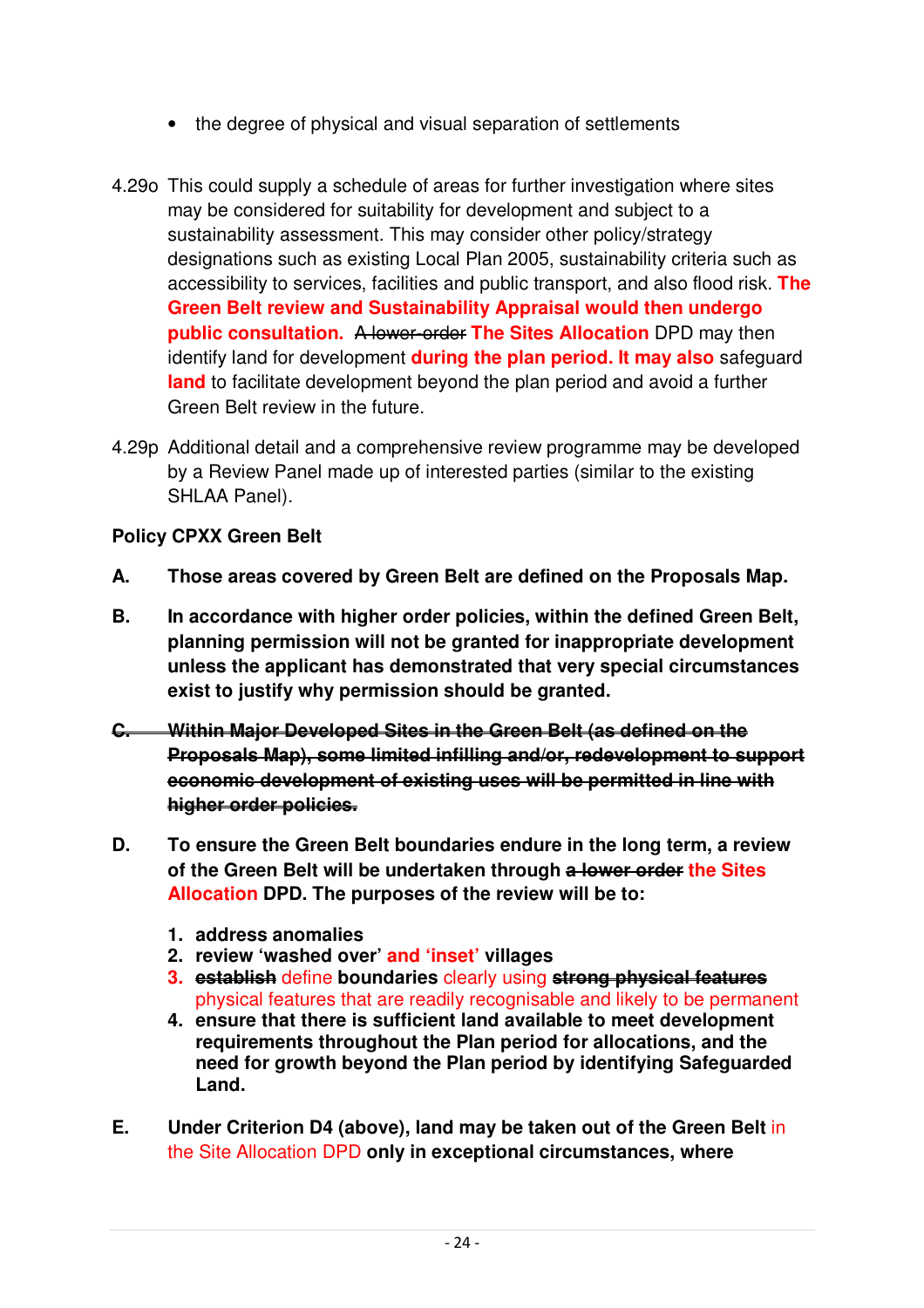- the degree of physical and visual separation of settlements

4.29o This could supply a schedule of areas for further investigation where sites may be considered for suitability for development and subject to a sustainability assessment. This may consider other policy/strategy designations such as existing Local Plan 2005, sustainability criteria such as accessibility to services, facilities and public transport, and also flood risk. **The Green Belt review and Sustainability Appraisal would then undergo public consultation.** ~~A lower-order~~ **The Sites Allocation** DPD may then identify land for development **during the plan period. It may also** safeguard **land** to facilitate development beyond the plan period and avoid a further Green Belt review in the future.

4.29p Additional detail and a comprehensive review programme may be developed by a Review Panel made up of interested parties (similar to the existing SHLAA Panel).

**Policy CPXX Green Belt**

**A.** **Those areas covered by Green Belt are defined on the Proposals Map.**

**B.** **In accordance with higher order policies, within the defined Green Belt, planning permission will not be granted for inappropriate development unless the applicant has demonstrated that very special circumstances exist to justify why permission should be granted.**

~~**C. Within Major Developed Sites in the Green Belt (as defined on the Proposals Map), some limited infilling and/or, redevelopment to support economic development of existing uses will be permitted in line with higher order policies.**~~

**D.** **To ensure the Green Belt boundaries endure in the long term, a review of the Green Belt will be undertaken through** ~~**a lower order**~~ **the Sites Allocation DPD. The purposes of the review will be to:**

1. **address anomalies**
2. **review 'washed over' and 'inset' villages**
3. ~~**establish**~~ define **boundaries** clearly using ~~**strong physical features**~~ physical features that are readily recognisable and likely to be permanent
4. **ensure that there is sufficient land available to meet development requirements throughout the Plan period for allocations, and the need for growth beyond the Plan period by identifying Safeguarded Land.**

**E.** **Under Criterion D4 (above), land may be taken out of the Green Belt** in the Site Allocation DPD **only in exceptional circumstances, where**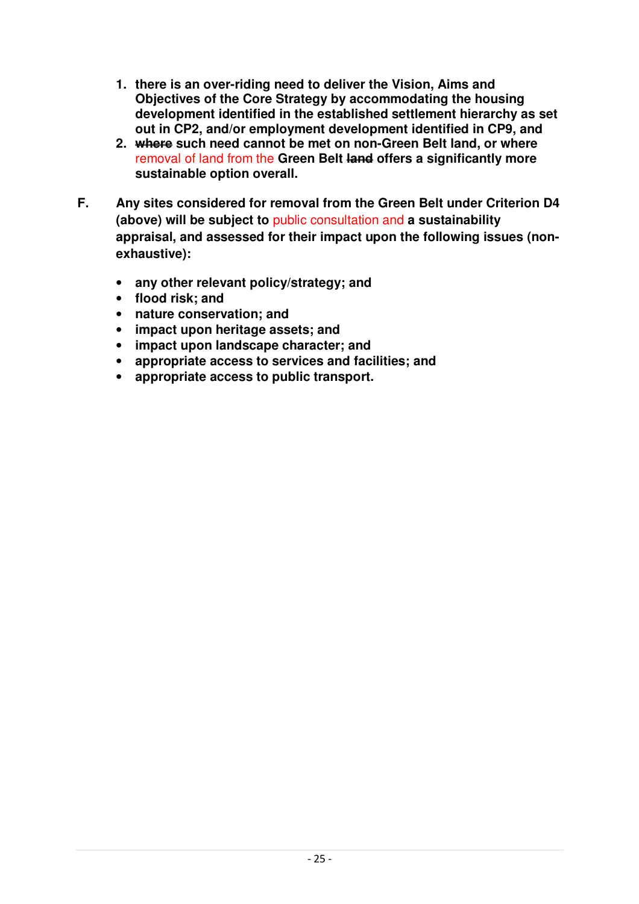1. **there is an over-riding need to deliver the Vision, Aims and Objectives of the Core Strategy by accommodating the housing development identified in the established settlement hierarchy as set out in CP2, and/or employment development identified in CP9, and**
2. ~~**where**~~ **such need cannot be met on non-Green Belt land, or where** removal of land from the **Green Belt** ~~**land**~~ **offers a significantly more sustainable option overall.**

**F.** **Any sites considered for removal from the Green Belt under Criterion D4 (above) will be subject to** public consultation and **a sustainability appraisal, and assessed for their impact upon the following issues (non-exhaustive):**

- **any other relevant policy/strategy; and**
- **flood risk; and**
- **nature conservation; and**
- **impact upon heritage assets; and**
- **impact upon landscape character; and**
- **appropriate access to services and facilities; and**
- **appropriate access to public transport.**